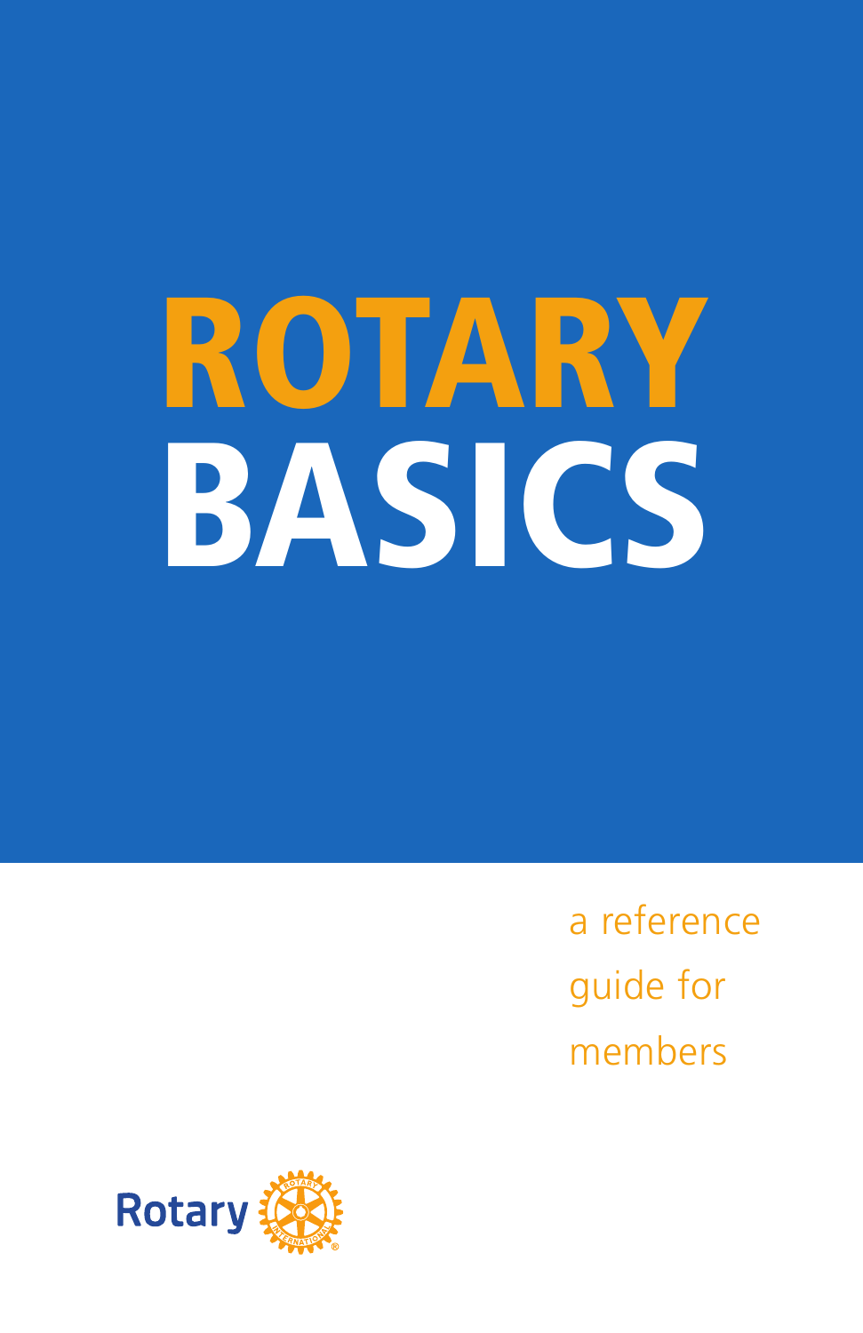# ROTARY BASICS

a reference guide for members

Rotary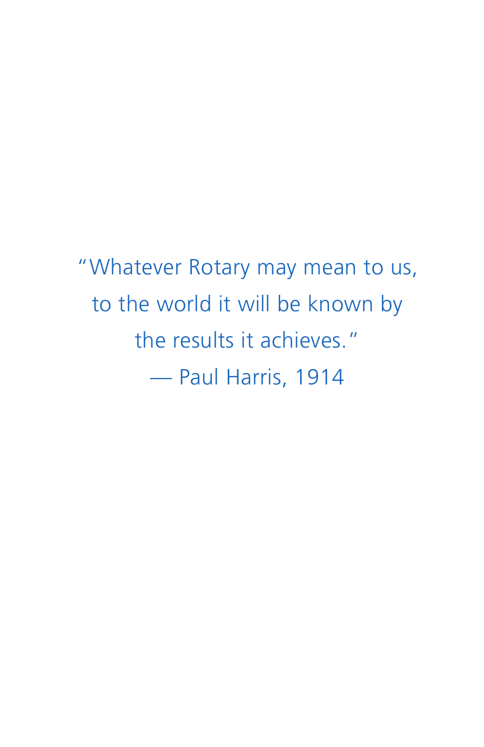"Whatever Rotary may mean to us,
to the world it will be known by
the results it achieves."

— Paul Harris, 1914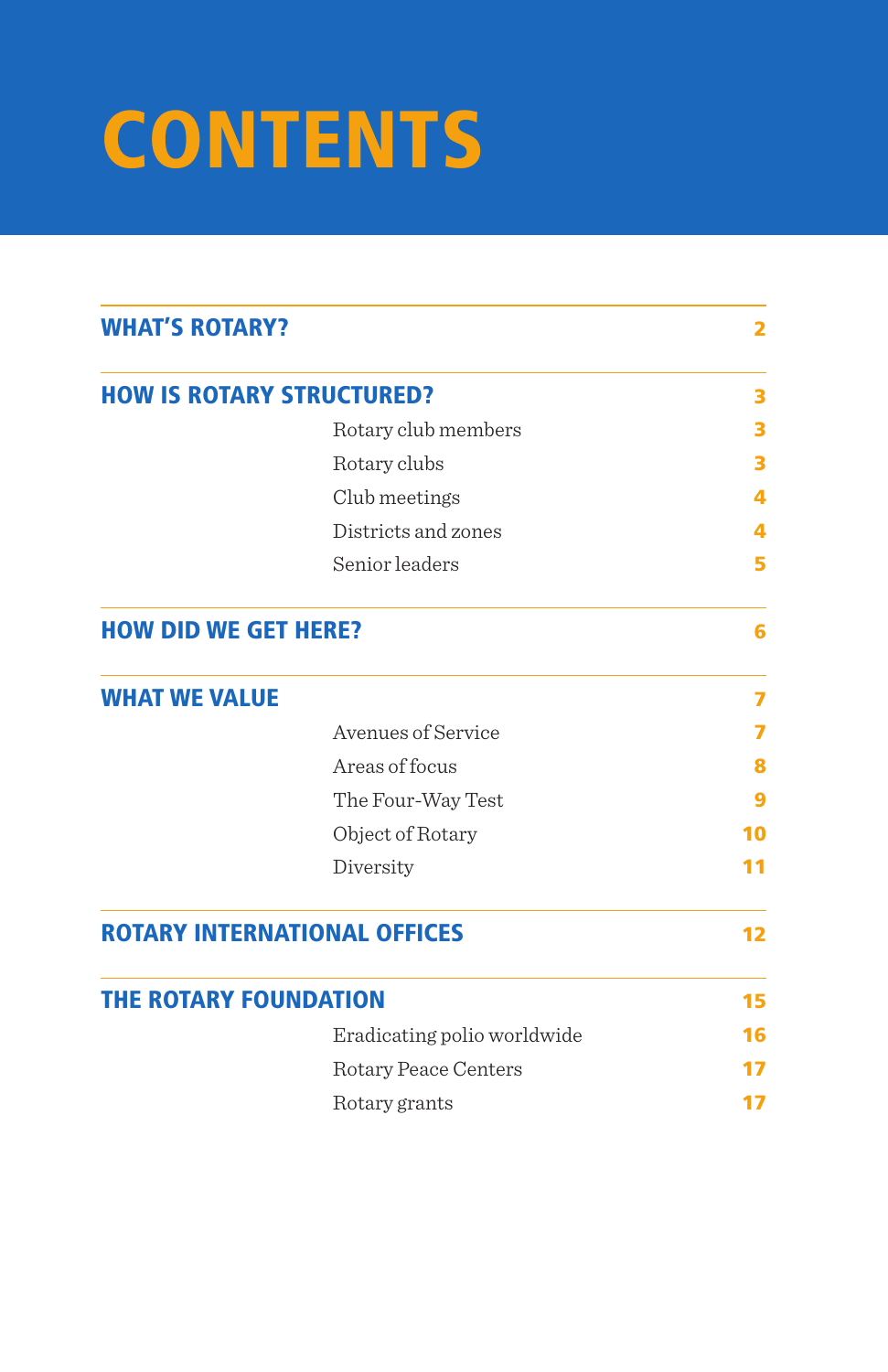# CONTENTS

| | | |
|---|---|---|
| **WHAT'S ROTARY?** | | **2** |
| **HOW IS ROTARY STRUCTURED?** | | **3** |
| | Rotary club members | **3** |
| | Rotary clubs | **3** |
| | Club meetings | **4** |
| | Districts and zones | **4** |
| | Senior leaders | **5** |
| **HOW DID WE GET HERE?** | | **6** |
| **WHAT WE VALUE** | | **7** |
| | Avenues of Service | **7** |
| | Areas of focus | **8** |
| | The Four-Way Test | **9** |
| | Object of Rotary | **10** |
| | Diversity | **11** |
| **ROTARY INTERNATIONAL OFFICES** | | **12** |
| **THE ROTARY FOUNDATION** | | **15** |
| | Eradicating polio worldwide | **16** |
| | Rotary Peace Centers | **17** |
| | Rotary grants | **17** |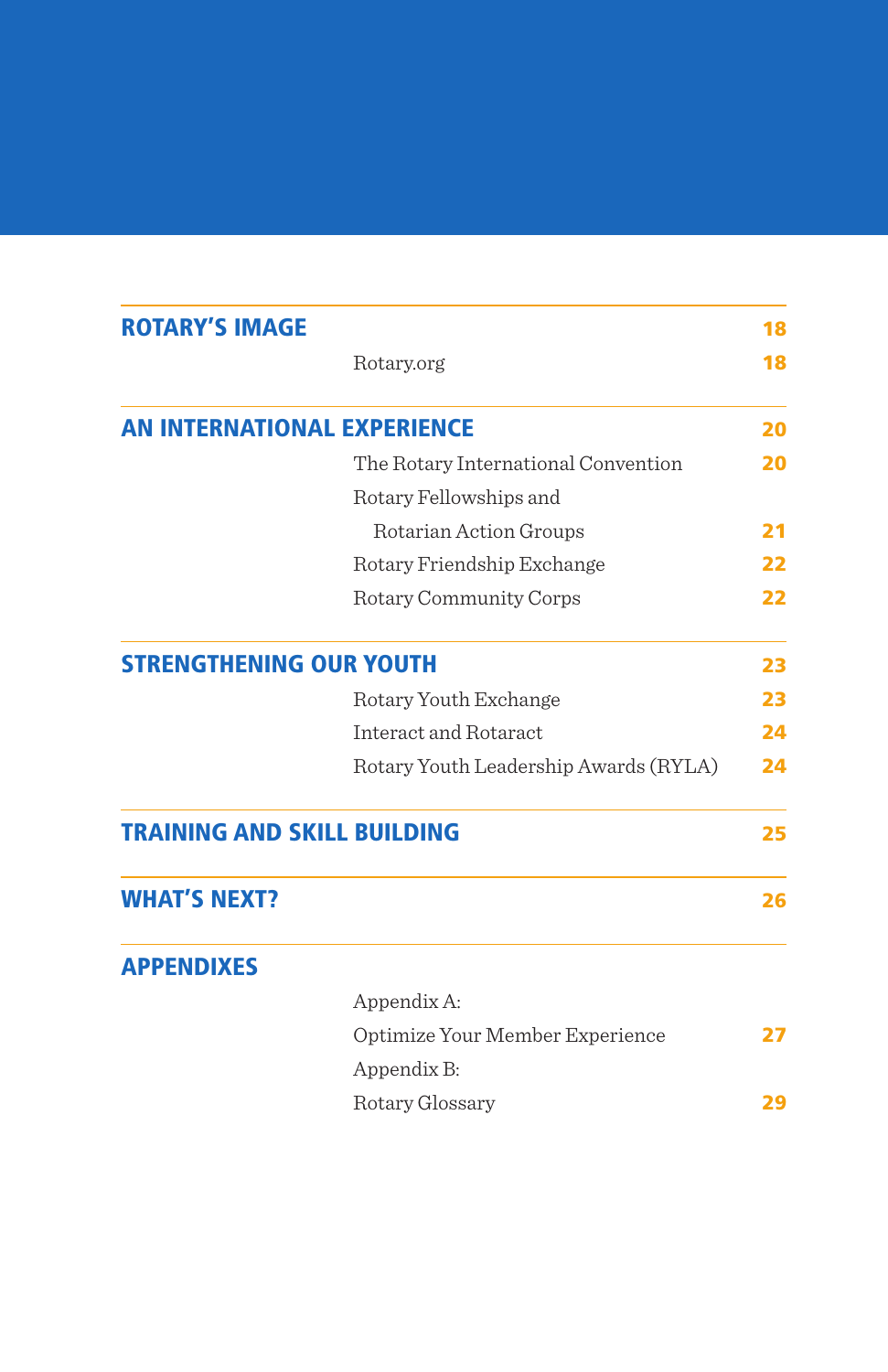| | | |
|---|---|---|
| **ROTARY'S IMAGE** | | **18** |
| | Rotary.org | **18** |
| **AN INTERNATIONAL EXPERIENCE** | | **20** |
| | The Rotary International Convention | **20** |
| | Rotary Fellowships and Rotarian Action Groups | **21** |
| | Rotary Friendship Exchange | **22** |
| | Rotary Community Corps | **22** |
| **STRENGTHENING OUR YOUTH** | | **23** |
| | Rotary Youth Exchange | **23** |
| | Interact and Rotaract | **24** |
| | Rotary Youth Leadership Awards (RYLA) | **24** |
| **TRAINING AND SKILL BUILDING** | | **25** |
| **WHAT'S NEXT?** | | **26** |
| **APPENDIXES** | | |
| | Appendix A: Optimize Your Member Experience | **27** |
| | Appendix B: Rotary Glossary | **29** |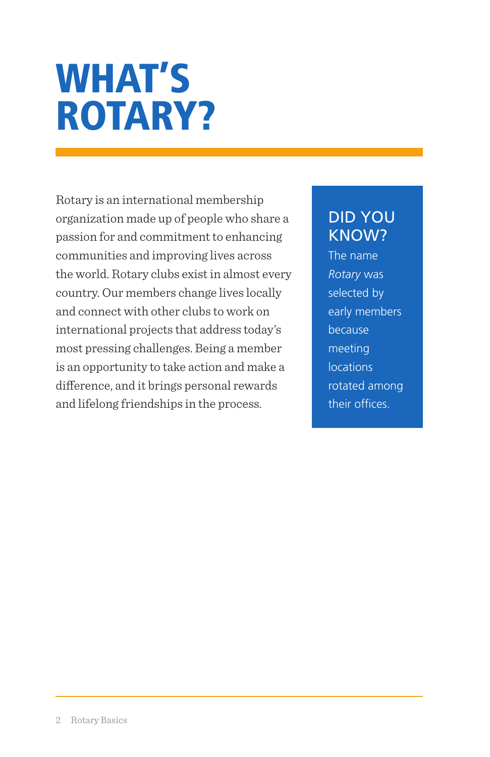# WHAT'S ROTARY?

Rotary is an international membership organization made up of people who share a passion for and commitment to enhancing communities and improving lives across the world. Rotary clubs exist in almost every country. Our members change lives locally and connect with other clubs to work on international projects that address today's most pressing challenges. Being a member is an opportunity to take action and make a difference, and it brings personal rewards and lifelong friendships in the process.

## DID YOU KNOW?

The name *Rotary* was selected by early members because meeting locations rotated among their offices.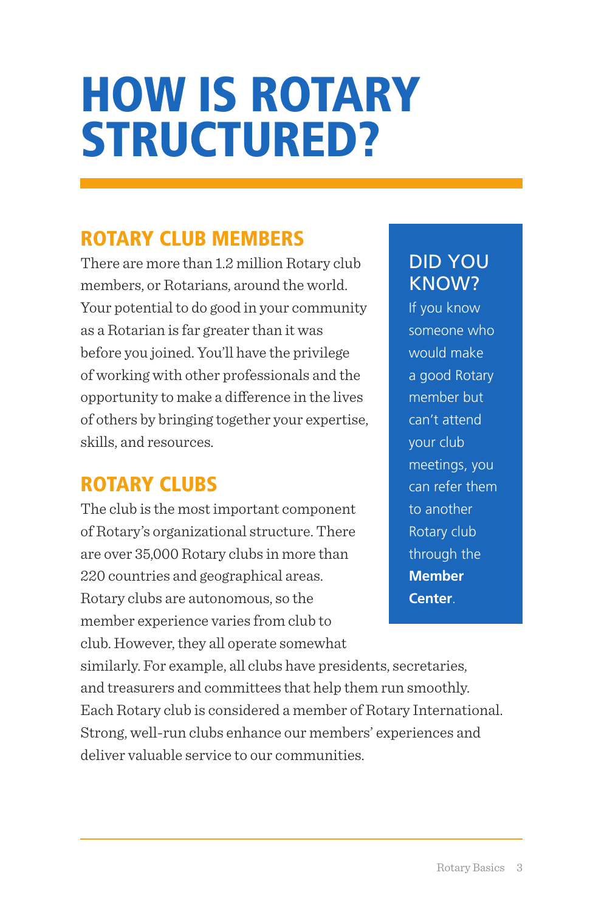# HOW IS ROTARY STRUCTURED?

## ROTARY CLUB MEMBERS

There are more than 1.2 million Rotary club members, or Rotarians, around the world. Your potential to do good in your community as a Rotarian is far greater than it was before you joined. You'll have the privilege of working with other professionals and the opportunity to make a difference in the lives of others by bringing together your expertise, skills, and resources.

## ROTARY CLUBS

The club is the most important component of Rotary's organizational structure. There are over 35,000 Rotary clubs in more than 220 countries and geographical areas. Rotary clubs are autonomous, so the member experience varies from club to club. However, they all operate somewhat similarly. For example, all clubs have presidents, secretaries, and treasurers and committees that help them run smoothly. Each Rotary club is considered a member of Rotary International. Strong, well-run clubs enhance our members' experiences and deliver valuable service to our communities.

### DID YOU KNOW?

If you know someone who would make a good Rotary member but can't attend your club meetings, you can refer them to another Rotary club through the **Member Center**.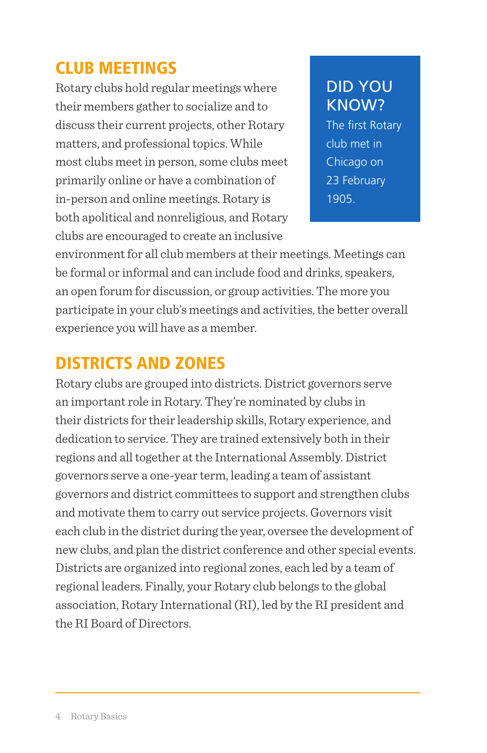## CLUB MEETINGS

Rotary clubs hold regular meetings where their members gather to socialize and to discuss their current projects, other Rotary matters, and professional topics. While most clubs meet in person, some clubs meet primarily online or have a combination of in-person and online meetings. Rotary is both apolitical and nonreligious, and Rotary clubs are encouraged to create an inclusive environment for all club members at their meetings. Meetings can be formal or informal and can include food and drinks, speakers, an open forum for discussion, or group activities. The more you participate in your club's meetings and activities, the better overall experience you will have as a member.

> **DID YOU KNOW?**
> The first Rotary club met in Chicago on 23 February 1905.

## DISTRICTS AND ZONES

Rotary clubs are grouped into districts. District governors serve an important role in Rotary. They're nominated by clubs in their districts for their leadership skills, Rotary experience, and dedication to service. They are trained extensively both in their regions and all together at the International Assembly. District governors serve a one-year term, leading a team of assistant governors and district committees to support and strengthen clubs and motivate them to carry out service projects. Governors visit each club in the district during the year, oversee the development of new clubs, and plan the district conference and other special events. Districts are organized into regional zones, each led by a team of regional leaders. Finally, your Rotary club belongs to the global association, Rotary International (RI), led by the RI president and the RI Board of Directors.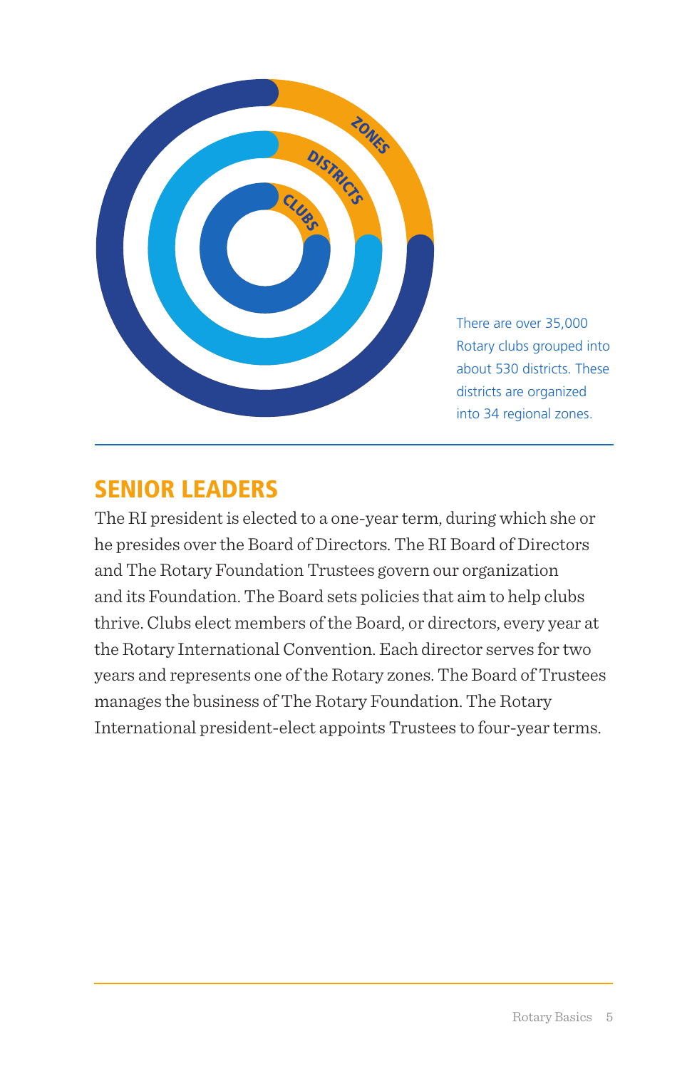ZONES

DISTRICTS

CLUBS

There are over 35,000 Rotary clubs grouped into about 530 districts. These districts are organized into 34 regional zones.

## SENIOR LEADERS

The RI president is elected to a one-year term, during which she or he presides over the Board of Directors. The RI Board of Directors and The Rotary Foundation Trustees govern our organization and its Foundation. The Board sets policies that aim to help clubs thrive. Clubs elect members of the Board, or directors, every year at the Rotary International Convention. Each director serves for two years and represents one of the Rotary zones. The Board of Trustees manages the business of The Rotary Foundation. The Rotary International president-elect appoints Trustees to four-year terms.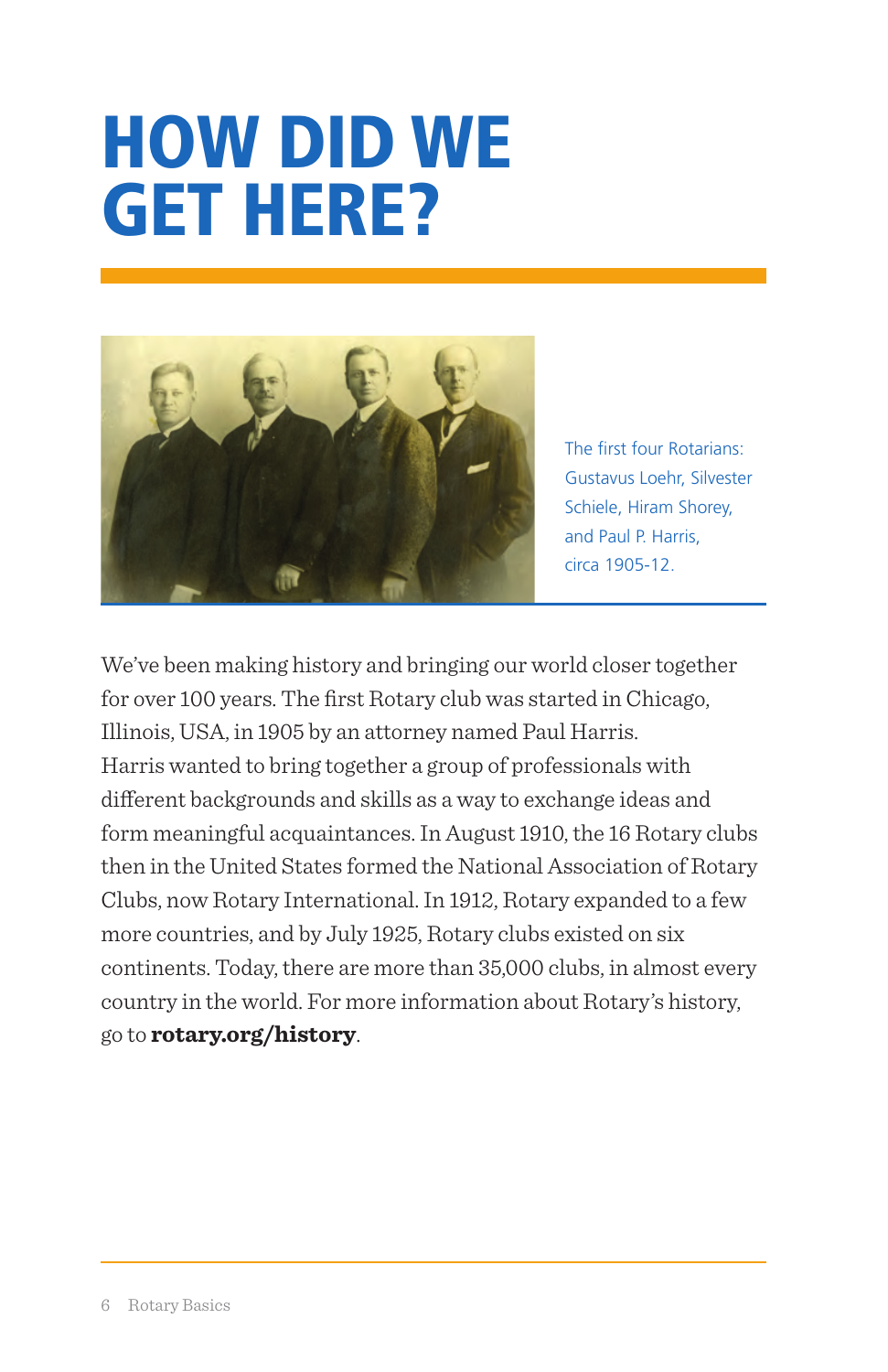# HOW DID WE GET HERE?

The first four Rotarians: Gustavus Loehr, Silvester Schiele, Hiram Shorey, and Paul P. Harris, circa 1905-12.

We've been making history and bringing our world closer together for over 100 years. The first Rotary club was started in Chicago, Illinois, USA, in 1905 by an attorney named Paul Harris. Harris wanted to bring together a group of professionals with different backgrounds and skills as a way to exchange ideas and form meaningful acquaintances. In August 1910, the 16 Rotary clubs then in the United States formed the National Association of Rotary Clubs, now Rotary International. In 1912, Rotary expanded to a few more countries, and by July 1925, Rotary clubs existed on six continents. Today, there are more than 35,000 clubs, in almost every country in the world. For more information about Rotary's history, go to **rotary.org/history**.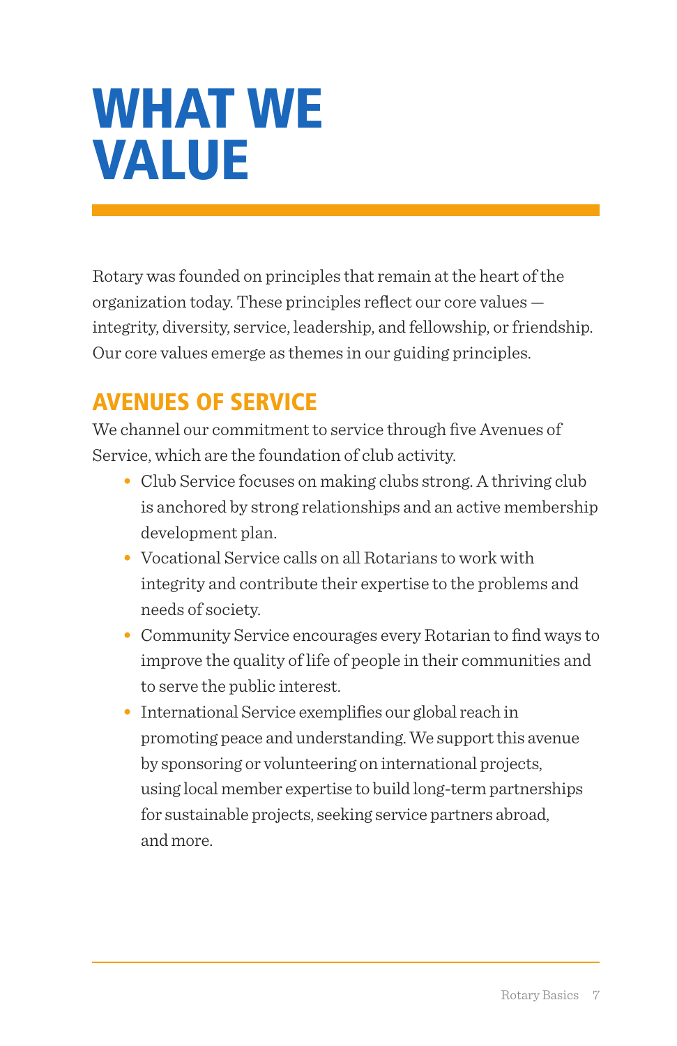# WHAT WE VALUE

Rotary was founded on principles that remain at the heart of the organization today. These principles reflect our core values — integrity, diversity, service, leadership, and fellowship, or friendship. Our core values emerge as themes in our guiding principles.

## AVENUES OF SERVICE

We channel our commitment to service through five Avenues of Service, which are the foundation of club activity.

- Club Service focuses on making clubs strong. A thriving club is anchored by strong relationships and an active membership development plan.
- Vocational Service calls on all Rotarians to work with integrity and contribute their expertise to the problems and needs of society.
- Community Service encourages every Rotarian to find ways to improve the quality of life of people in their communities and to serve the public interest.
- International Service exemplifies our global reach in promoting peace and understanding. We support this avenue by sponsoring or volunteering on international projects, using local member expertise to build long-term partnerships for sustainable projects, seeking service partners abroad, and more.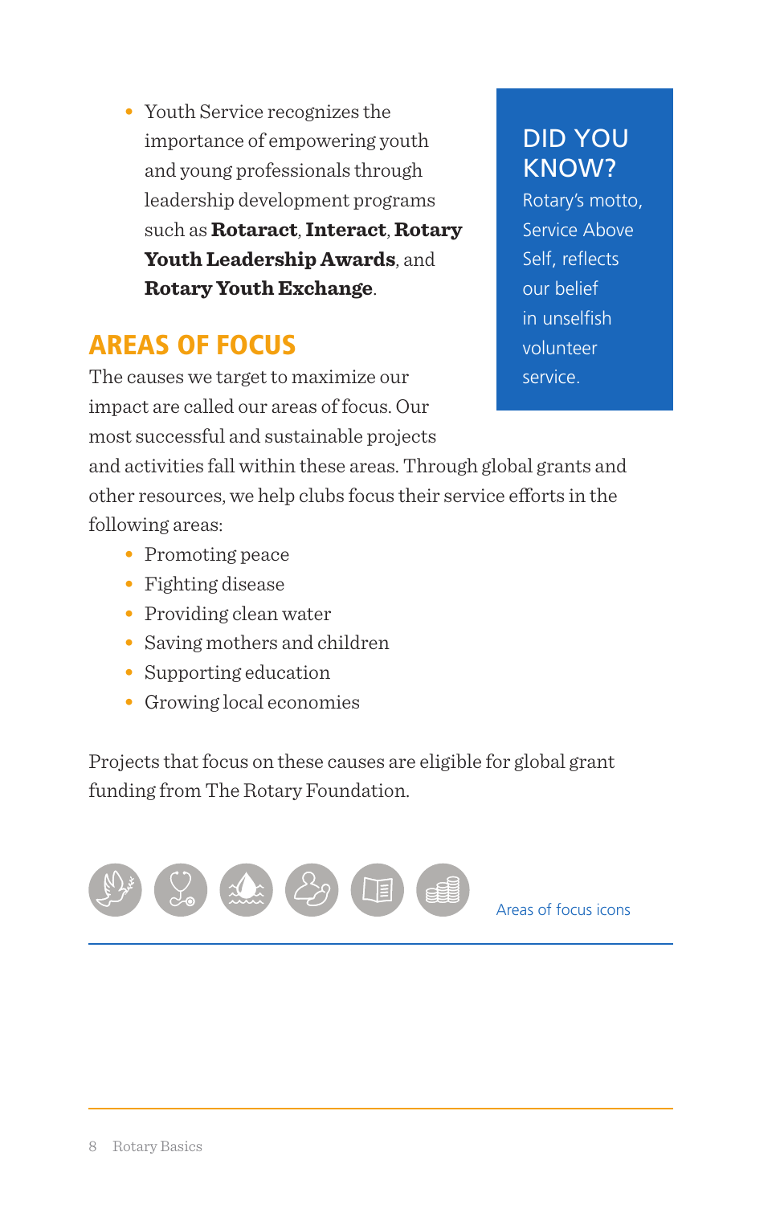- Youth Service recognizes the importance of empowering youth and young professionals through leadership development programs such as **Rotaract**, **Interact**, **Rotary Youth Leadership Awards**, and **Rotary Youth Exchange**.

## AREAS OF FOCUS

The causes we target to maximize our impact are called our areas of focus. Our most successful and sustainable projects and activities fall within these areas. Through global grants and other resources, we help clubs focus their service efforts in the following areas:

- Promoting peace
- Fighting disease
- Providing clean water
- Saving mothers and children
- Supporting education
- Growing local economies

Projects that focus on these causes are eligible for global grant funding from The Rotary Foundation.

Areas of focus icons

### DID YOU KNOW?

Rotary's motto, Service Above Self, reflects our belief in unselfish volunteer service.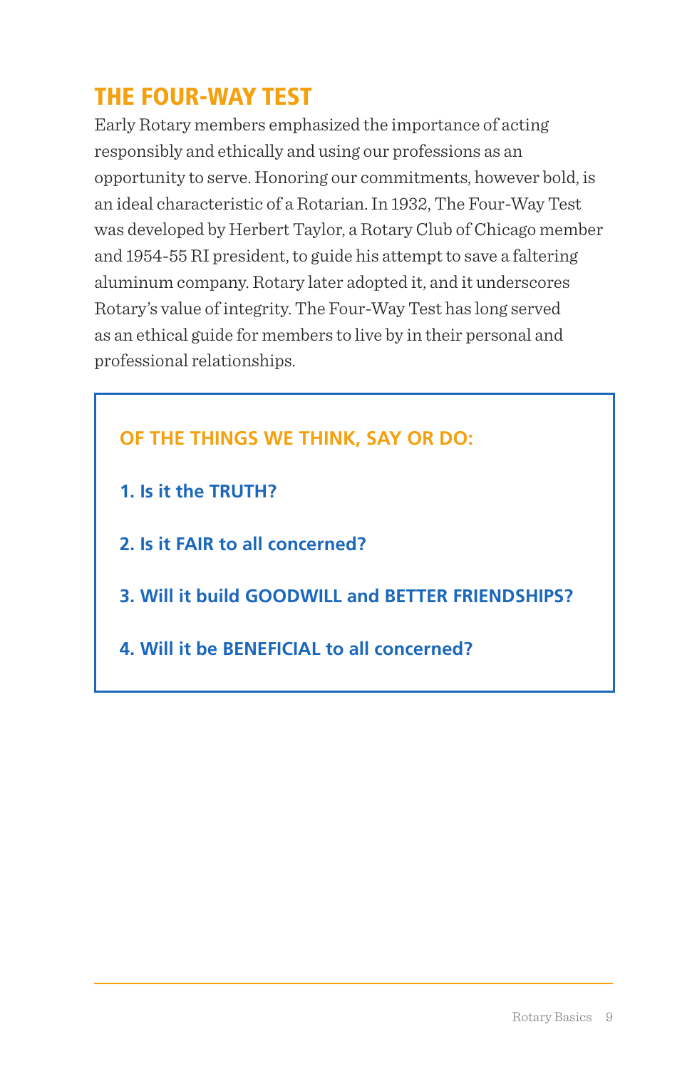## THE FOUR-WAY TEST

Early Rotary members emphasized the importance of acting responsibly and ethically and using our professions as an opportunity to serve. Honoring our commitments, however bold, is an ideal characteristic of a Rotarian. In 1932, The Four-Way Test was developed by Herbert Taylor, a Rotary Club of Chicago member and 1954-55 RI president, to guide his attempt to save a faltering aluminum company. Rotary later adopted it, and it underscores Rotary's value of integrity. The Four-Way Test has long served as an ethical guide for members to live by in their personal and professional relationships.

**OF THE THINGS WE THINK, SAY OR DO:**

1. **Is it the TRUTH?**
2. **Is it FAIR to all concerned?**
3. **Will it build GOODWILL and BETTER FRIENDSHIPS?**
4. **Will it be BENEFICIAL to all concerned?**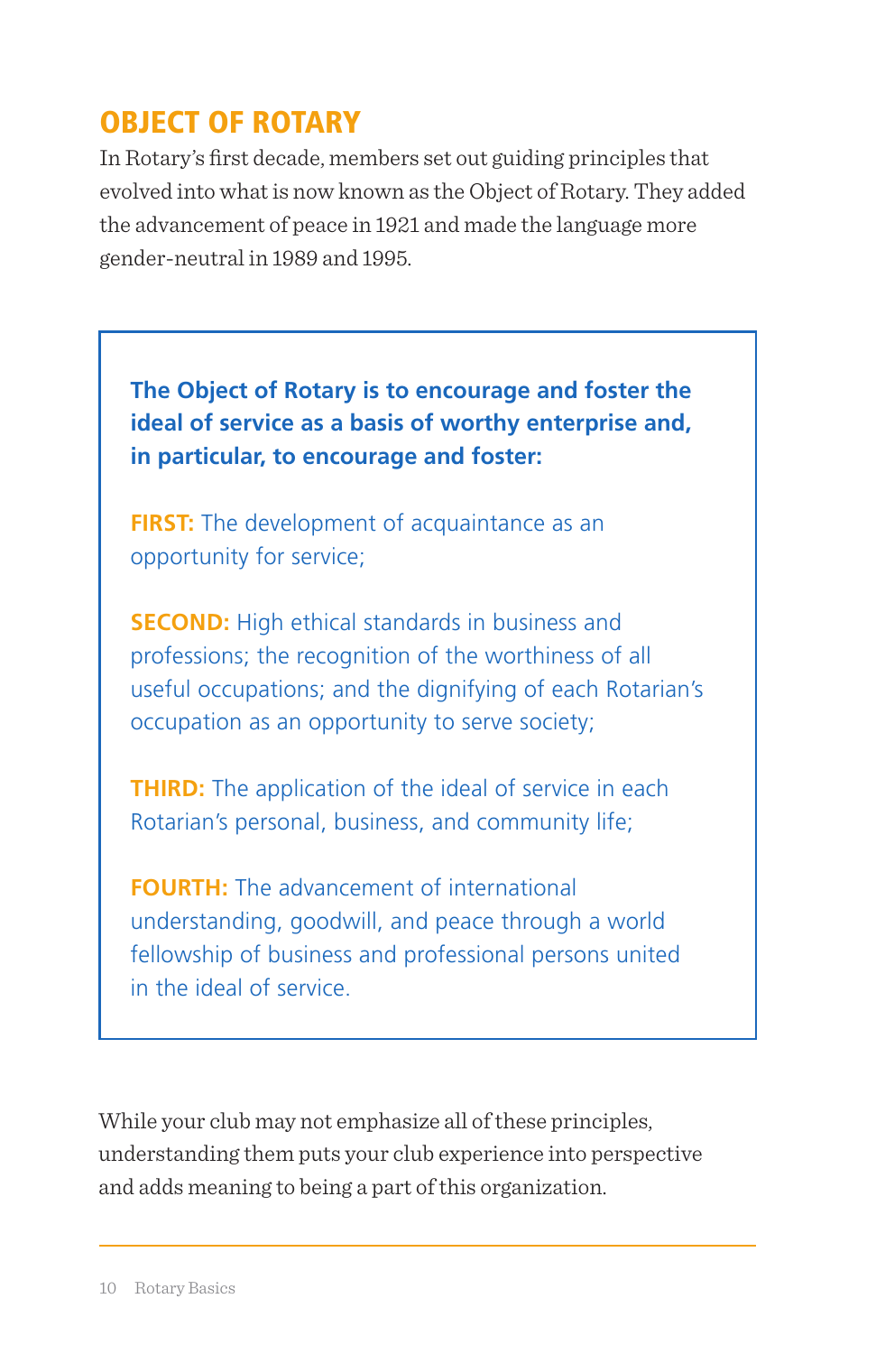## OBJECT OF ROTARY

In Rotary's first decade, members set out guiding principles that evolved into what is now known as the Object of Rotary. They added the advancement of peace in 1921 and made the language more gender-neutral in 1989 and 1995.

**The Object of Rotary is to encourage and foster the ideal of service as a basis of worthy enterprise and, in particular, to encourage and foster:**

**FIRST:** The development of acquaintance as an opportunity for service;

**SECOND:** High ethical standards in business and professions; the recognition of the worthiness of all useful occupations; and the dignifying of each Rotarian's occupation as an opportunity to serve society;

**THIRD:** The application of the ideal of service in each Rotarian's personal, business, and community life;

**FOURTH:** The advancement of international understanding, goodwill, and peace through a world fellowship of business and professional persons united in the ideal of service.

While your club may not emphasize all of these principles, understanding them puts your club experience into perspective and adds meaning to being a part of this organization.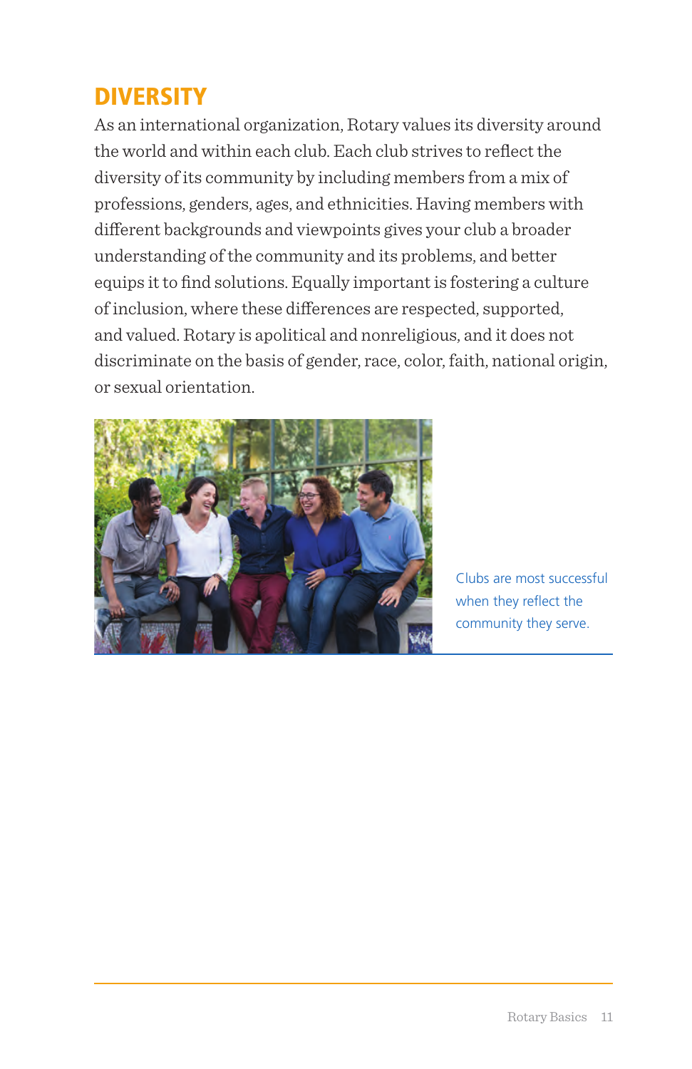## DIVERSITY

As an international organization, Rotary values its diversity around the world and within each club. Each club strives to reflect the diversity of its community by including members from a mix of professions, genders, ages, and ethnicities. Having members with different backgrounds and viewpoints gives your club a broader understanding of the community and its problems, and better equips it to find solutions. Equally important is fostering a culture of inclusion, where these differences are respected, supported, and valued. Rotary is apolitical and nonreligious, and it does not discriminate on the basis of gender, race, color, faith, national origin, or sexual orientation.

Clubs are most successful when they reflect the community they serve.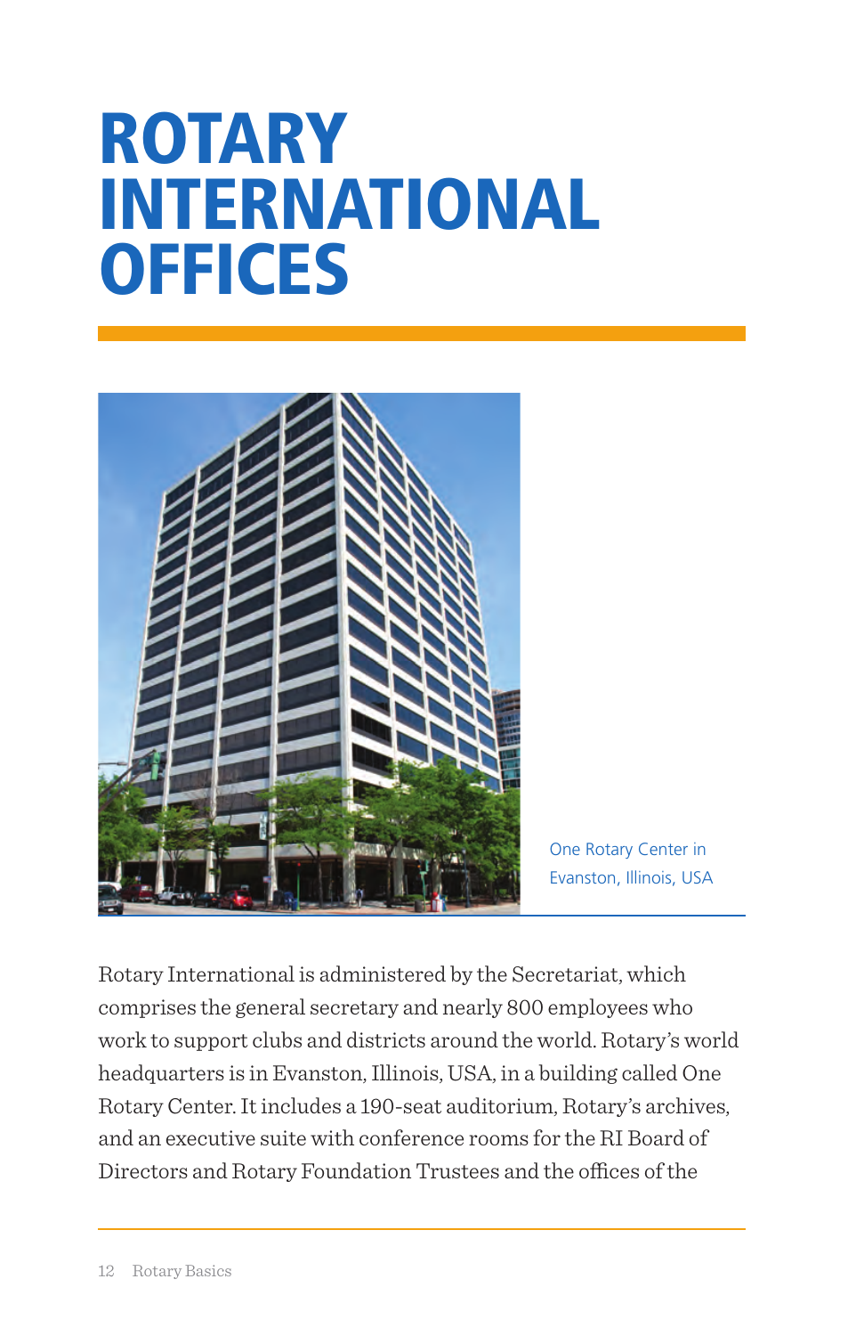# ROTARY INTERNATIONAL OFFICES

One Rotary Center in Evanston, Illinois, USA

Rotary International is administered by the Secretariat, which comprises the general secretary and nearly 800 employees who work to support clubs and districts around the world. Rotary's world headquarters is in Evanston, Illinois, USA, in a building called One Rotary Center. It includes a 190-seat auditorium, Rotary's archives, and an executive suite with conference rooms for the RI Board of Directors and Rotary Foundation Trustees and the offices of the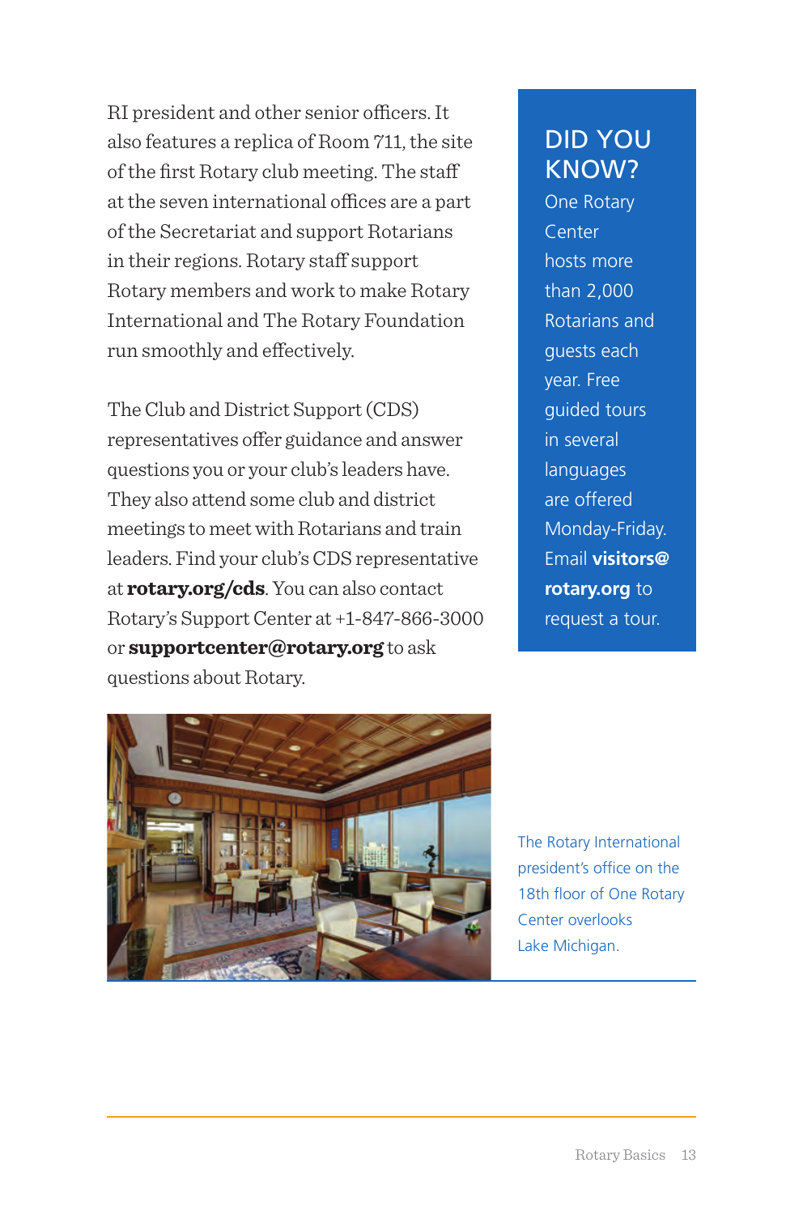RI president and other senior officers. It also features a replica of Room 711, the site of the first Rotary club meeting. The staff at the seven international offices are a part of the Secretariat and support Rotarians in their regions. Rotary staff support Rotary members and work to make Rotary International and The Rotary Foundation run smoothly and effectively.

The Club and District Support (CDS) representatives offer guidance and answer questions you or your club's leaders have. They also attend some club and district meetings to meet with Rotarians and train leaders. Find your club's CDS representative at **rotary.org/cds**. You can also contact Rotary's Support Center at +1-847-866-3000 or **supportcenter@rotary.org** to ask questions about Rotary.

## DID YOU KNOW?

One Rotary Center hosts more than 2,000 Rotarians and guests each year. Free guided tours in several languages are offered Monday-Friday. Email **visitors@rotary.org** to request a tour.

The Rotary International president's office on the 18th floor of One Rotary Center overlooks Lake Michigan.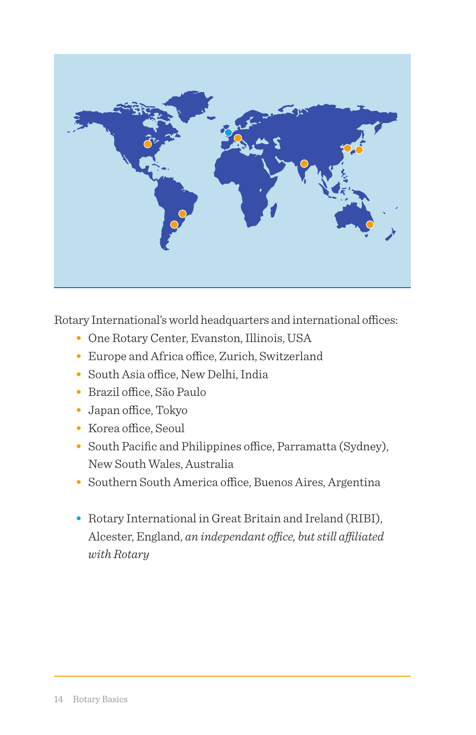Rotary International's world headquarters and international offices:

- One Rotary Center, Evanston, Illinois, USA
- Europe and Africa office, Zurich, Switzerland
- South Asia office, New Delhi, India
- Brazil office, São Paulo
- Japan office, Tokyo
- Korea office, Seoul
- South Pacific and Philippines office, Parramatta (Sydney), New South Wales, Australia
- Southern South America office, Buenos Aires, Argentina

- Rotary International in Great Britain and Ireland (RIBI), Alcester, England, *an independant office, but still affiliated with Rotary*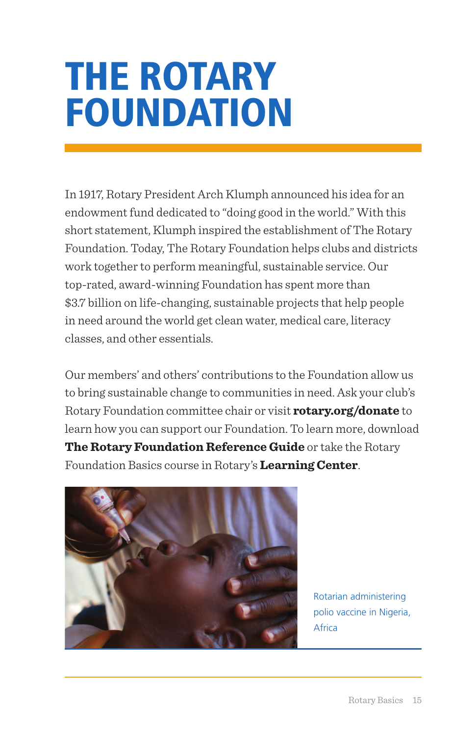# THE ROTARY FOUNDATION

In 1917, Rotary President Arch Klumph announced his idea for an endowment fund dedicated to "doing good in the world." With this short statement, Klumph inspired the establishment of The Rotary Foundation. Today, The Rotary Foundation helps clubs and districts work together to perform meaningful, sustainable service. Our top-rated, award-winning Foundation has spent more than $3.7 billion on life-changing, sustainable projects that help people in need around the world get clean water, medical care, literacy classes, and other essentials.

Our members' and others' contributions to the Foundation allow us to bring sustainable change to communities in need. Ask your club's Rotary Foundation committee chair or visit **rotary.org/donate** to learn how you can support our Foundation. To learn more, download **The Rotary Foundation Reference Guide** or take the Rotary Foundation Basics course in Rotary's **Learning Center**.

Rotarian administering polio vaccine in Nigeria, Africa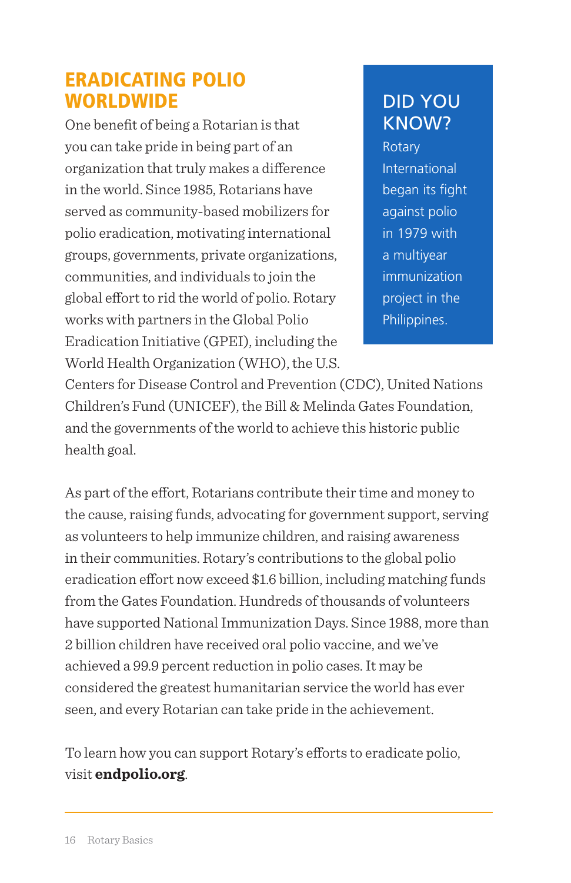## ERADICATING POLIO WORLDWIDE

One benefit of being a Rotarian is that you can take pride in being part of an organization that truly makes a difference in the world. Since 1985, Rotarians have served as community-based mobilizers for polio eradication, motivating international groups, governments, private organizations, communities, and individuals to join the global effort to rid the world of polio. Rotary works with partners in the Global Polio Eradication Initiative (GPEI), including the World Health Organization (WHO), the U.S. Centers for Disease Control and Prevention (CDC), United Nations Children's Fund (UNICEF), the Bill & Melinda Gates Foundation, and the governments of the world to achieve this historic public health goal.

As part of the effort, Rotarians contribute their time and money to the cause, raising funds, advocating for government support, serving as volunteers to help immunize children, and raising awareness in their communities. Rotary's contributions to the global polio eradication effort now exceed $1.6 billion, including matching funds from the Gates Foundation. Hundreds of thousands of volunteers have supported National Immunization Days. Since 1988, more than 2 billion children have received oral polio vaccine, and we've achieved a 99.9 percent reduction in polio cases. It may be considered the greatest humanitarian service the world has ever seen, and every Rotarian can take pride in the achievement.

To learn how you can support Rotary's efforts to eradicate polio, visit **endpolio.org**.

### DID YOU KNOW?

Rotary International began its fight against polio in 1979 with a multiyear immunization project in the Philippines.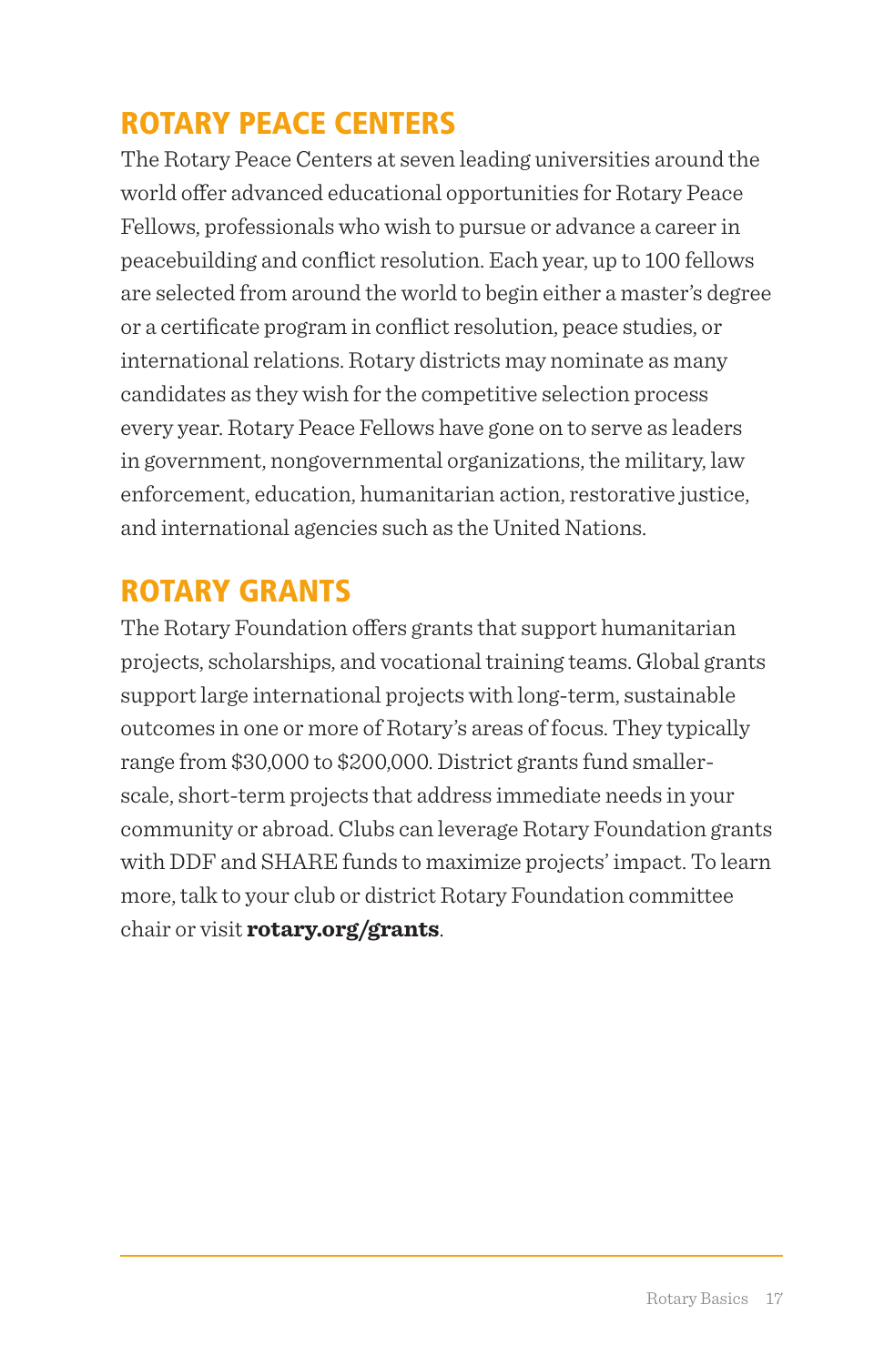## ROTARY PEACE CENTERS

The Rotary Peace Centers at seven leading universities around the world offer advanced educational opportunities for Rotary Peace Fellows, professionals who wish to pursue or advance a career in peacebuilding and conflict resolution. Each year, up to 100 fellows are selected from around the world to begin either a master's degree or a certificate program in conflict resolution, peace studies, or international relations. Rotary districts may nominate as many candidates as they wish for the competitive selection process every year. Rotary Peace Fellows have gone on to serve as leaders in government, nongovernmental organizations, the military, law enforcement, education, humanitarian action, restorative justice, and international agencies such as the United Nations.

## ROTARY GRANTS

The Rotary Foundation offers grants that support humanitarian projects, scholarships, and vocational training teams. Global grants support large international projects with long-term, sustainable outcomes in one or more of Rotary's areas of focus. They typically range from $30,000 to $200,000. District grants fund smaller-scale, short-term projects that address immediate needs in your community or abroad. Clubs can leverage Rotary Foundation grants with DDF and SHARE funds to maximize projects' impact. To learn more, talk to your club or district Rotary Foundation committee chair or visit **rotary.org/grants**.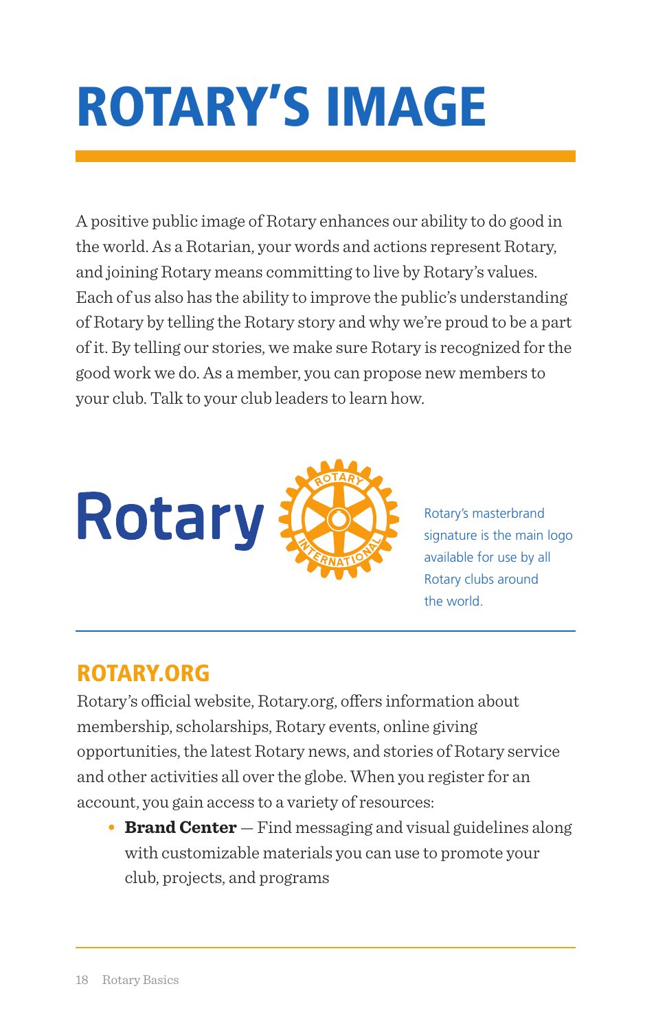# ROTARY'S IMAGE

A positive public image of Rotary enhances our ability to do good in the world. As a Rotarian, your words and actions represent Rotary, and joining Rotary means committing to live by Rotary's values. Each of us also has the ability to improve the public's understanding of Rotary by telling the Rotary story and why we're proud to be a part of it. By telling our stories, we make sure Rotary is recognized for the good work we do. As a member, you can propose new members to your club. Talk to your club leaders to learn how.

Rotary's masterbrand signature is the main logo available for use by all Rotary clubs around the world.

## ROTARY.ORG

Rotary's official website, Rotary.org, offers information about membership, scholarships, Rotary events, online giving opportunities, the latest Rotary news, and stories of Rotary service and other activities all over the globe. When you register for an account, you gain access to a variety of resources:

- **Brand Center** — Find messaging and visual guidelines along with customizable materials you can use to promote your club, projects, and programs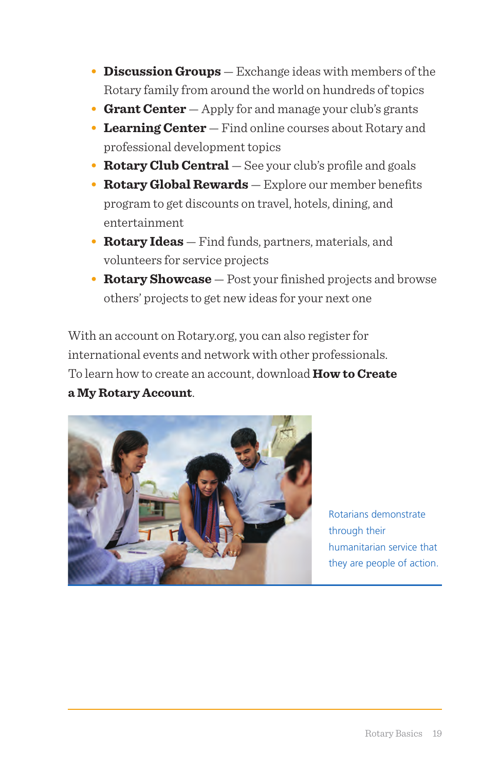- **Discussion Groups** — Exchange ideas with members of the Rotary family from around the world on hundreds of topics
- **Grant Center** — Apply for and manage your club's grants
- **Learning Center** — Find online courses about Rotary and professional development topics
- **Rotary Club Central** — See your club's profile and goals
- **Rotary Global Rewards** — Explore our member benefits program to get discounts on travel, hotels, dining, and entertainment
- **Rotary Ideas** — Find funds, partners, materials, and volunteers for service projects
- **Rotary Showcase** — Post your finished projects and browse others' projects to get new ideas for your next one

With an account on Rotary.org, you can also register for international events and network with other professionals. To learn how to create an account, download **How to Create a My Rotary Account**.

Rotarians demonstrate through their humanitarian service that they are people of action.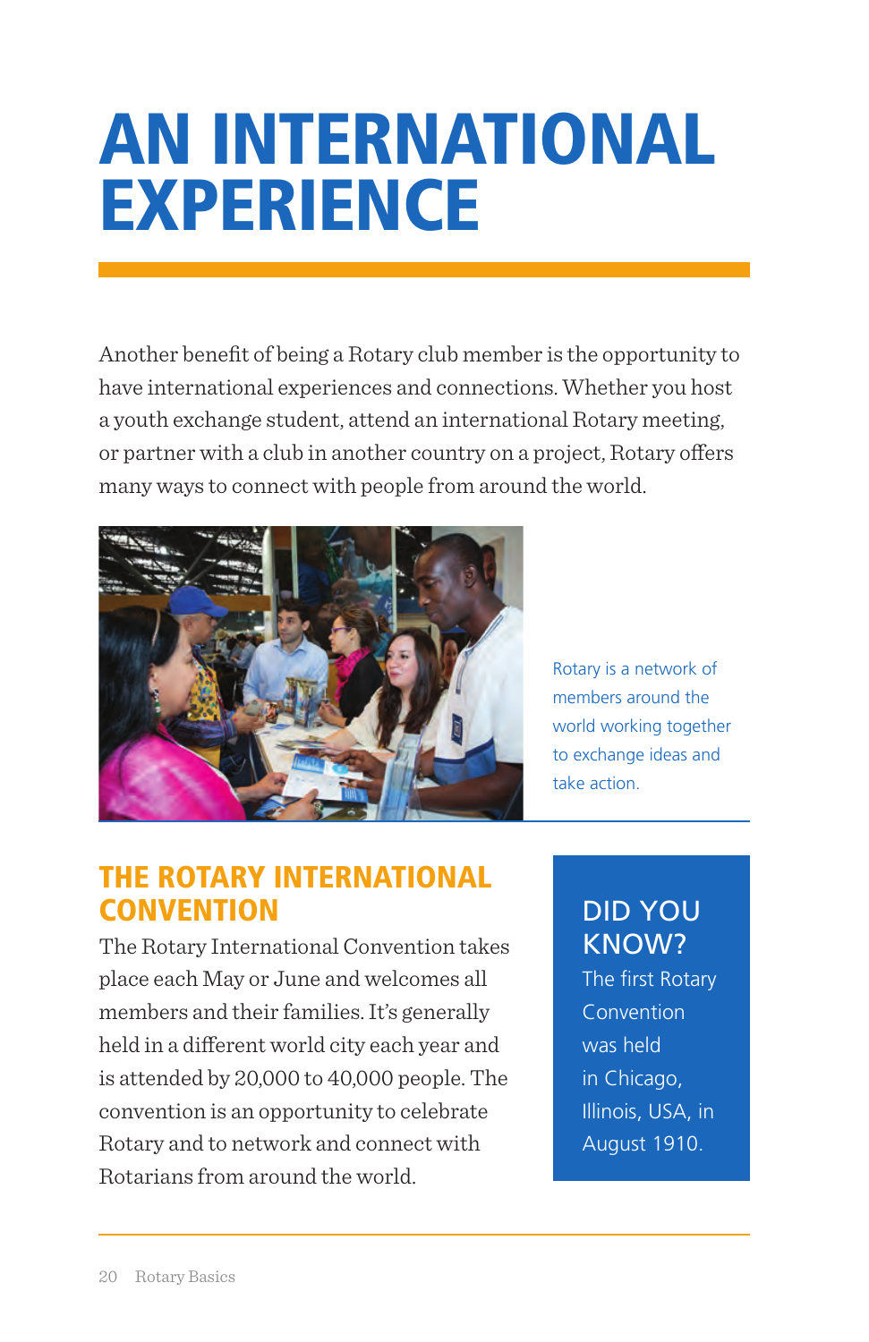# AN INTERNATIONAL EXPERIENCE

Another benefit of being a Rotary club member is the opportunity to have international experiences and connections. Whether you host a youth exchange student, attend an international Rotary meeting, or partner with a club in another country on a project, Rotary offers many ways to connect with people from around the world.

Rotary is a network of members around the world working together to exchange ideas and take action.

## THE ROTARY INTERNATIONAL CONVENTION

The Rotary International Convention takes place each May or June and welcomes all members and their families. It's generally held in a different world city each year and is attended by 20,000 to 40,000 people. The convention is an opportunity to celebrate Rotary and to network and connect with Rotarians from around the world.

### DID YOU KNOW?

The first Rotary Convention was held in Chicago, Illinois, USA, in August 1910.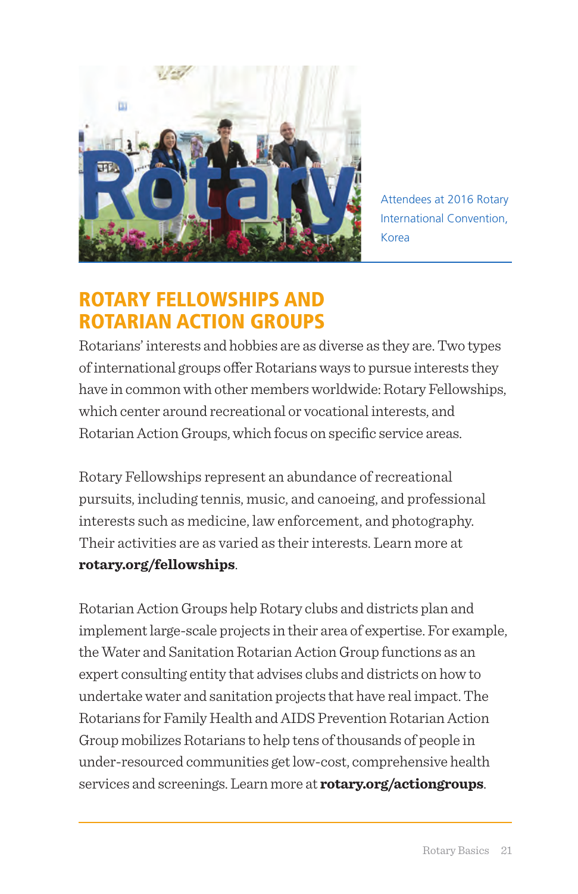Attendees at 2016 Rotary International Convention, Korea

## ROTARY FELLOWSHIPS AND ROTARIAN ACTION GROUPS

Rotarians' interests and hobbies are as diverse as they are. Two types of international groups offer Rotarians ways to pursue interests they have in common with other members worldwide: Rotary Fellowships, which center around recreational or vocational interests, and Rotarian Action Groups, which focus on specific service areas.

Rotary Fellowships represent an abundance of recreational pursuits, including tennis, music, and canoeing, and professional interests such as medicine, law enforcement, and photography. Their activities are as varied as their interests. Learn more at **rotary.org/fellowships**.

Rotarian Action Groups help Rotary clubs and districts plan and implement large-scale projects in their area of expertise. For example, the Water and Sanitation Rotarian Action Group functions as an expert consulting entity that advises clubs and districts on how to undertake water and sanitation projects that have real impact. The Rotarians for Family Health and AIDS Prevention Rotarian Action Group mobilizes Rotarians to help tens of thousands of people in under-resourced communities get low-cost, comprehensive health services and screenings. Learn more at **rotary.org/actiongroups**.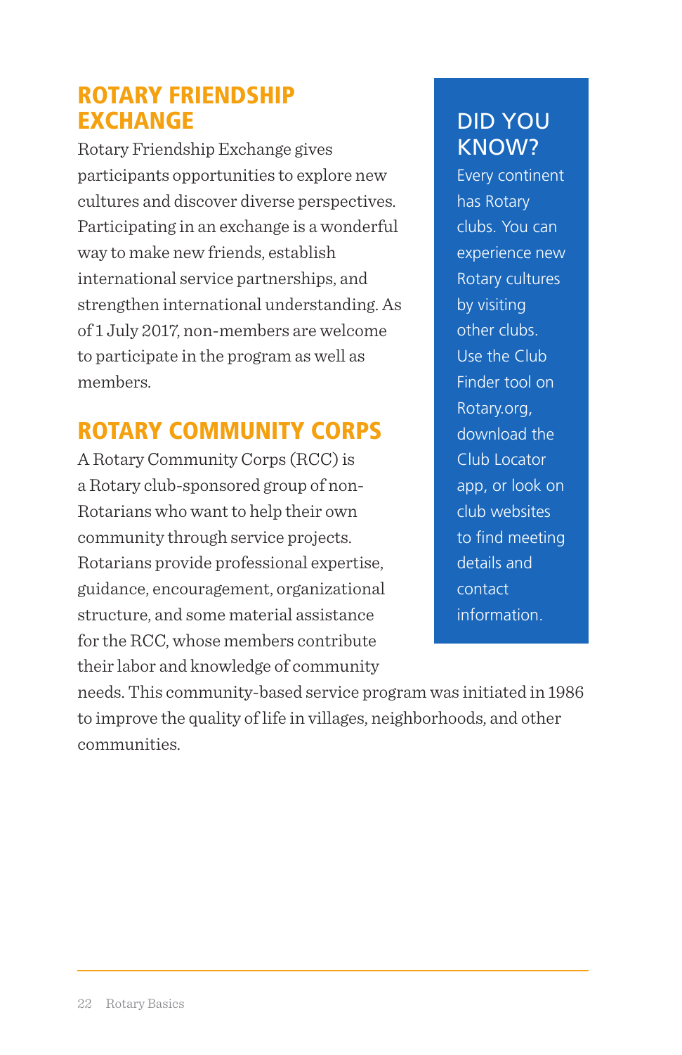## ROTARY FRIENDSHIP EXCHANGE

Rotary Friendship Exchange gives participants opportunities to explore new cultures and discover diverse perspectives. Participating in an exchange is a wonderful way to make new friends, establish international service partnerships, and strengthen international understanding. As of 1 July 2017, non-members are welcome to participate in the program as well as members.

## ROTARY COMMUNITY CORPS

A Rotary Community Corps (RCC) is a Rotary club-sponsored group of non-Rotarians who want to help their own community through service projects. Rotarians provide professional expertise, guidance, encouragement, organizational structure, and some material assistance for the RCC, whose members contribute their labor and knowledge of community needs. This community-based service program was initiated in 1986 to improve the quality of life in villages, neighborhoods, and other communities.

### DID YOU KNOW?

Every continent has Rotary clubs. You can experience new Rotary cultures by visiting other clubs. Use the Club Finder tool on Rotary.org, download the Club Locator app, or look on club websites to find meeting details and contact information.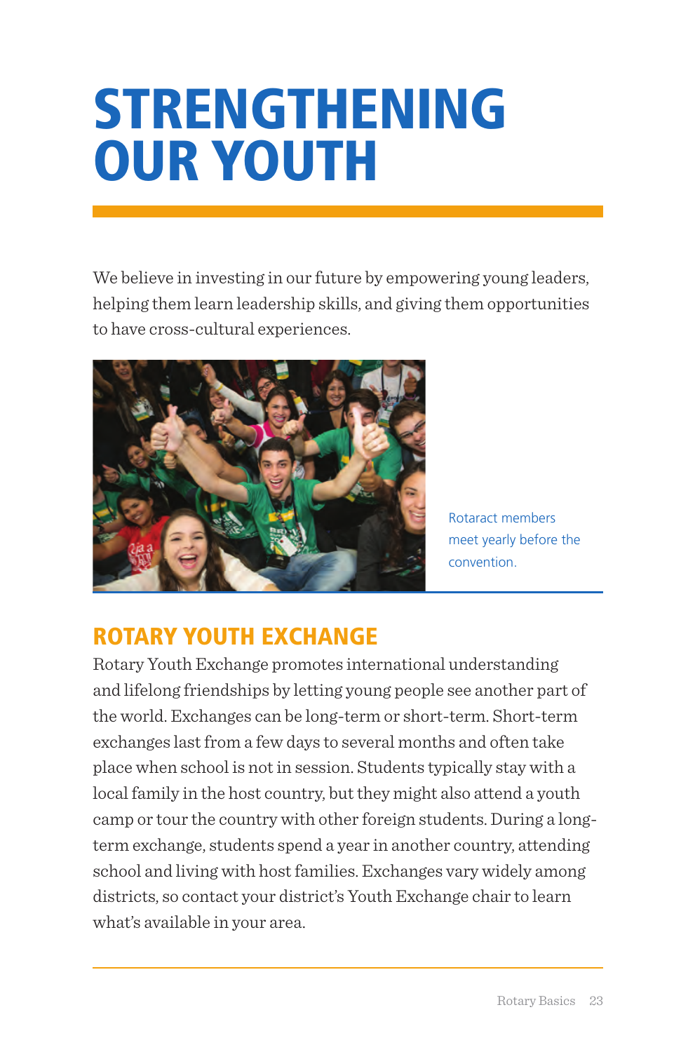# STRENGTHENING OUR YOUTH

We believe in investing in our future by empowering young leaders, helping them learn leadership skills, and giving them opportunities to have cross-cultural experiences.

Rotaract members meet yearly before the convention.

## ROTARY YOUTH EXCHANGE

Rotary Youth Exchange promotes international understanding and lifelong friendships by letting young people see another part of the world. Exchanges can be long-term or short-term. Short-term exchanges last from a few days to several months and often take place when school is not in session. Students typically stay with a local family in the host country, but they might also attend a youth camp or tour the country with other foreign students. During a long-term exchange, students spend a year in another country, attending school and living with host families. Exchanges vary widely among districts, so contact your district's Youth Exchange chair to learn what's available in your area.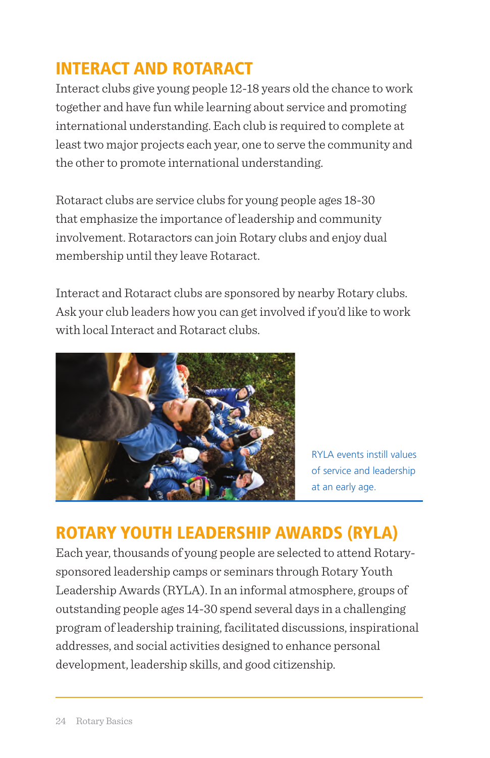## INTERACT AND ROTARACT

Interact clubs give young people 12-18 years old the chance to work together and have fun while learning about service and promoting international understanding. Each club is required to complete at least two major projects each year, one to serve the community and the other to promote international understanding.

Rotaract clubs are service clubs for young people ages 18-30 that emphasize the importance of leadership and community involvement. Rotaractors can join Rotary clubs and enjoy dual membership until they leave Rotaract.

Interact and Rotaract clubs are sponsored by nearby Rotary clubs. Ask your club leaders how you can get involved if you'd like to work with local Interact and Rotaract clubs.

RYLA events instill values of service and leadership at an early age.

## ROTARY YOUTH LEADERSHIP AWARDS (RYLA)

Each year, thousands of young people are selected to attend Rotary-sponsored leadership camps or seminars through Rotary Youth Leadership Awards (RYLA). In an informal atmosphere, groups of outstanding people ages 14-30 spend several days in a challenging program of leadership training, facilitated discussions, inspirational addresses, and social activities designed to enhance personal development, leadership skills, and good citizenship.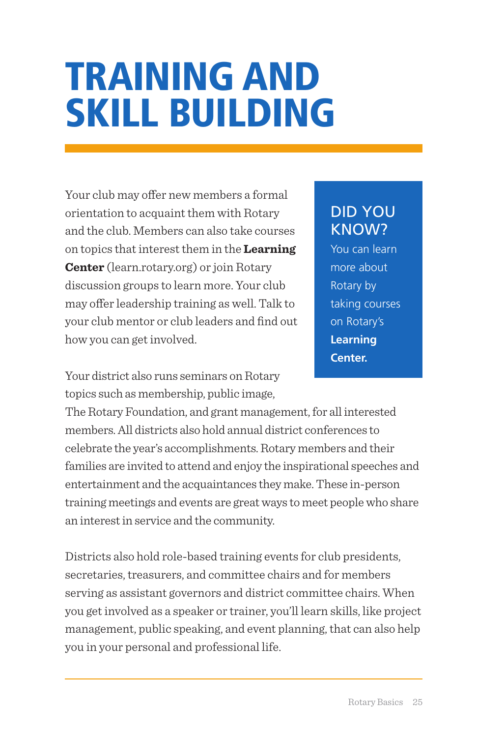# TRAINING AND SKILL BUILDING

Your club may offer new members a formal orientation to acquaint them with Rotary and the club. Members can also take courses on topics that interest them in the **Learning Center** (learn.rotary.org) or join Rotary discussion groups to learn more. Your club may offer leadership training as well. Talk to your club mentor or club leaders and find out how you can get involved.

> **DID YOU KNOW?**
>
> You can learn more about Rotary by taking courses on Rotary's **Learning Center.**

Your district also runs seminars on Rotary topics such as membership, public image, The Rotary Foundation, and grant management, for all interested members. All districts also hold annual district conferences to celebrate the year's accomplishments. Rotary members and their families are invited to attend and enjoy the inspirational speeches and entertainment and the acquaintances they make. These in-person training meetings and events are great ways to meet people who share an interest in service and the community.

Districts also hold role-based training events for club presidents, secretaries, treasurers, and committee chairs and for members serving as assistant governors and district committee chairs. When you get involved as a speaker or trainer, you'll learn skills, like project management, public speaking, and event planning, that can also help you in your personal and professional life.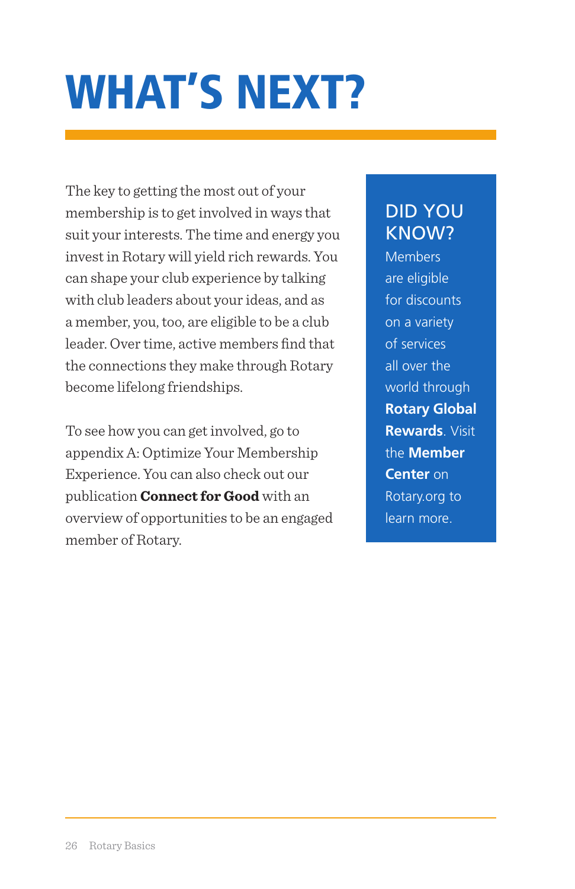# WHAT'S NEXT?

The key to getting the most out of your membership is to get involved in ways that suit your interests. The time and energy you invest in Rotary will yield rich rewards. You can shape your club experience by talking with club leaders about your ideas, and as a member, you, too, are eligible to be a club leader. Over time, active members find that the connections they make through Rotary become lifelong friendships.

To see how you can get involved, go to appendix A: Optimize Your Membership Experience. You can also check out our publication **Connect for Good** with an overview of opportunities to be an engaged member of Rotary.

## DID YOU KNOW?

Members are eligible for discounts on a variety of services all over the world through **Rotary Global Rewards**. Visit the **Member Center** on Rotary.org to learn more.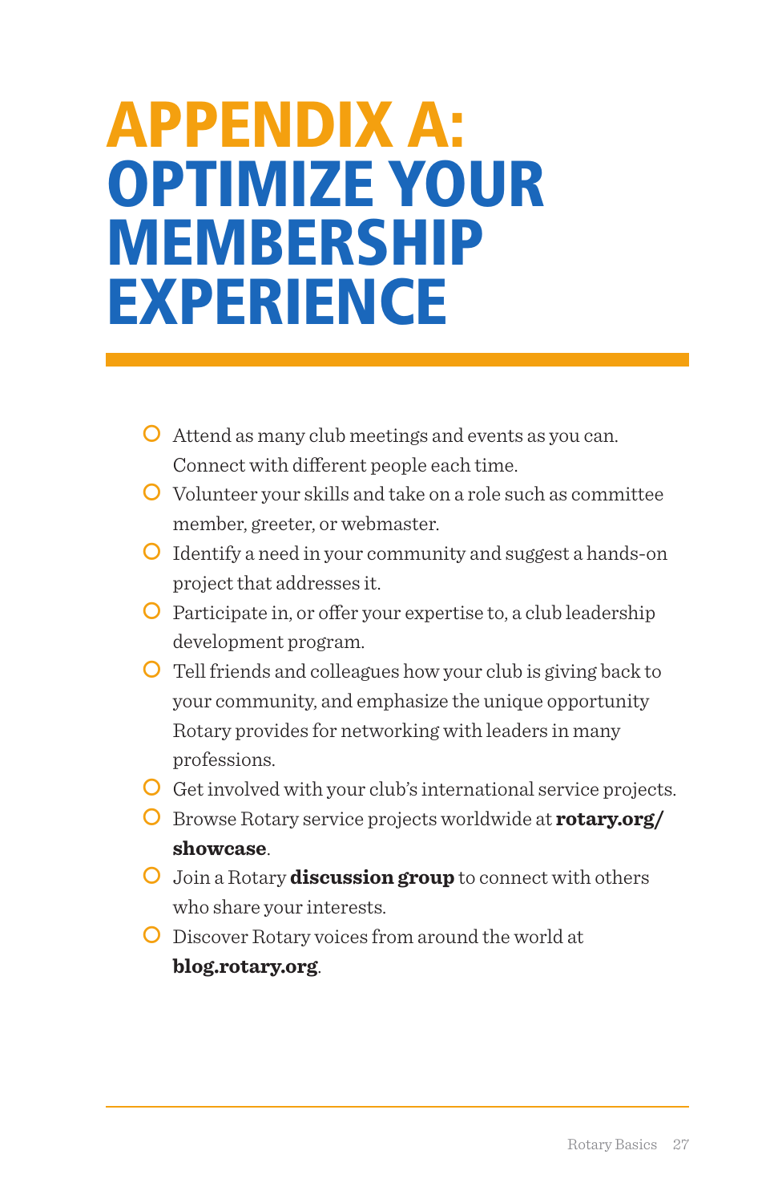# APPENDIX A: OPTIMIZE YOUR MEMBERSHIP EXPERIENCE

- Attend as many club meetings and events as you can. Connect with different people each time.
- Volunteer your skills and take on a role such as committee member, greeter, or webmaster.
- Identify a need in your community and suggest a hands-on project that addresses it.
- Participate in, or offer your expertise to, a club leadership development program.
- Tell friends and colleagues how your club is giving back to your community, and emphasize the unique opportunity Rotary provides for networking with leaders in many professions.
- Get involved with your club's international service projects.
- Browse Rotary service projects worldwide at **rotary.org/showcase**.
- Join a Rotary **discussion group** to connect with others who share your interests.
- Discover Rotary voices from around the world at **blog.rotary.org**.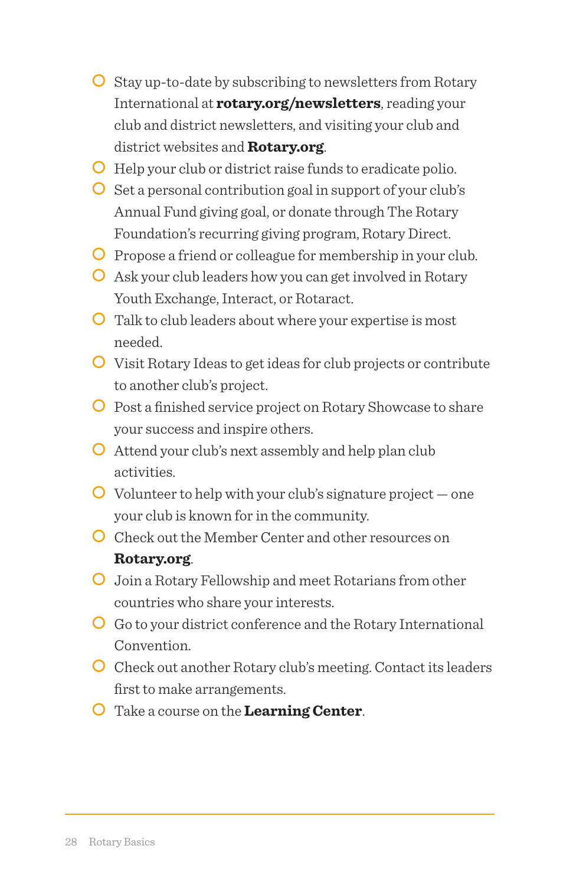- Stay up-to-date by subscribing to newsletters from Rotary International at **rotary.org/newsletters**, reading your club and district newsletters, and visiting your club and district websites and **Rotary.org**.
- Help your club or district raise funds to eradicate polio.
- Set a personal contribution goal in support of your club's Annual Fund giving goal, or donate through The Rotary Foundation's recurring giving program, Rotary Direct.
- Propose a friend or colleague for membership in your club.
- Ask your club leaders how you can get involved in Rotary Youth Exchange, Interact, or Rotaract.
- Talk to club leaders about where your expertise is most needed.
- Visit Rotary Ideas to get ideas for club projects or contribute to another club's project.
- Post a finished service project on Rotary Showcase to share your success and inspire others.
- Attend your club's next assembly and help plan club activities.
- Volunteer to help with your club's signature project — one your club is known for in the community.
- Check out the Member Center and other resources on **Rotary.org**.
- Join a Rotary Fellowship and meet Rotarians from other countries who share your interests.
- Go to your district conference and the Rotary International Convention.
- Check out another Rotary club's meeting. Contact its leaders first to make arrangements.
- Take a course on the **Learning Center**.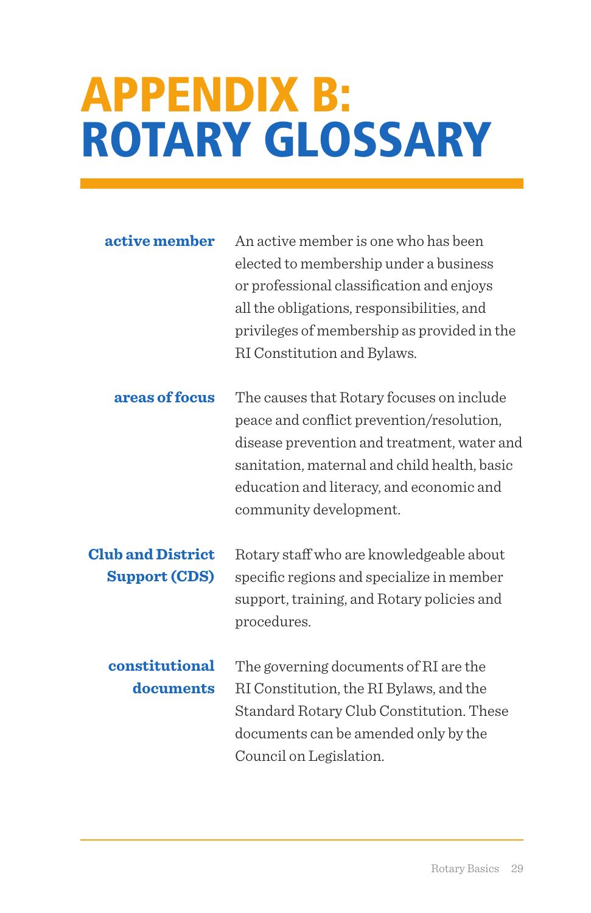# APPENDIX B: ROTARY GLOSSARY

**active member**
An active member is one who has been elected to membership under a business or professional classification and enjoys all the obligations, responsibilities, and privileges of membership as provided in the RI Constitution and Bylaws.

**areas of focus**
The causes that Rotary focuses on include peace and conflict prevention/resolution, disease prevention and treatment, water and sanitation, maternal and child health, basic education and literacy, and economic and community development.

**Club and District Support (CDS)**
Rotary staff who are knowledgeable about specific regions and specialize in member support, training, and Rotary policies and procedures.

**constitutional documents**
The governing documents of RI are the RI Constitution, the RI Bylaws, and the Standard Rotary Club Constitution. These documents can be amended only by the Council on Legislation.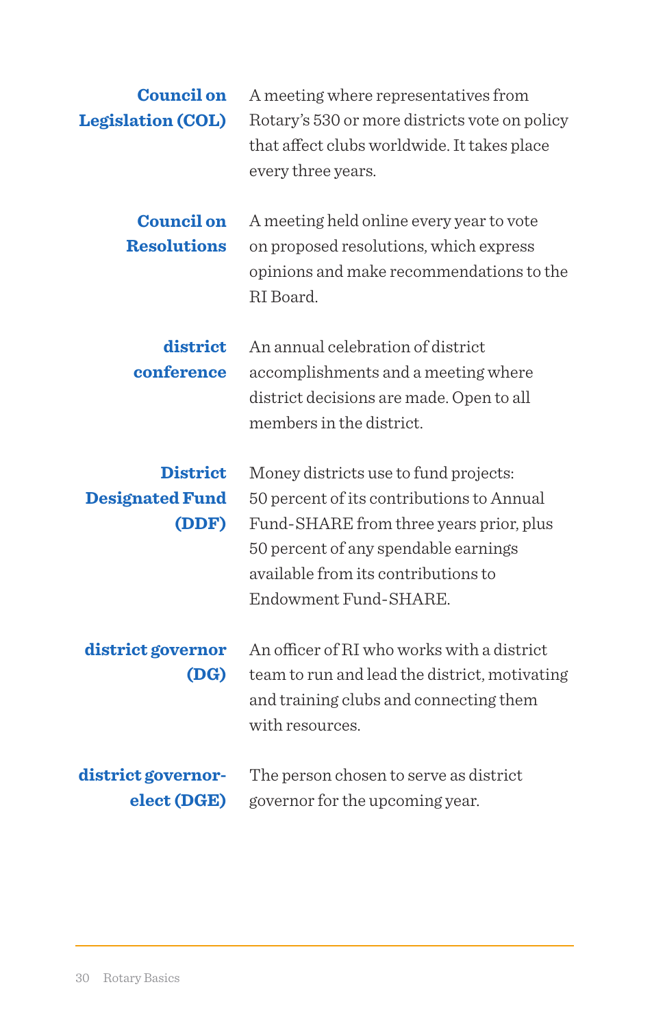**Council on Legislation (COL)** A meeting where representatives from Rotary's 530 or more districts vote on policy that affect clubs worldwide. It takes place every three years.

**Council on Resolutions** A meeting held online every year to vote on proposed resolutions, which express opinions and make recommendations to the RI Board.

**district conference** An annual celebration of district accomplishments and a meeting where district decisions are made. Open to all members in the district.

**District Designated Fund (DDF)** Money districts use to fund projects: 50 percent of its contributions to Annual Fund-SHARE from three years prior, plus 50 percent of any spendable earnings available from its contributions to Endowment Fund-SHARE.

**district governor (DG)** An officer of RI who works with a district team to run and lead the district, motivating and training clubs and connecting them with resources.

**district governor-elect (DGE)** The person chosen to serve as district governor for the upcoming year.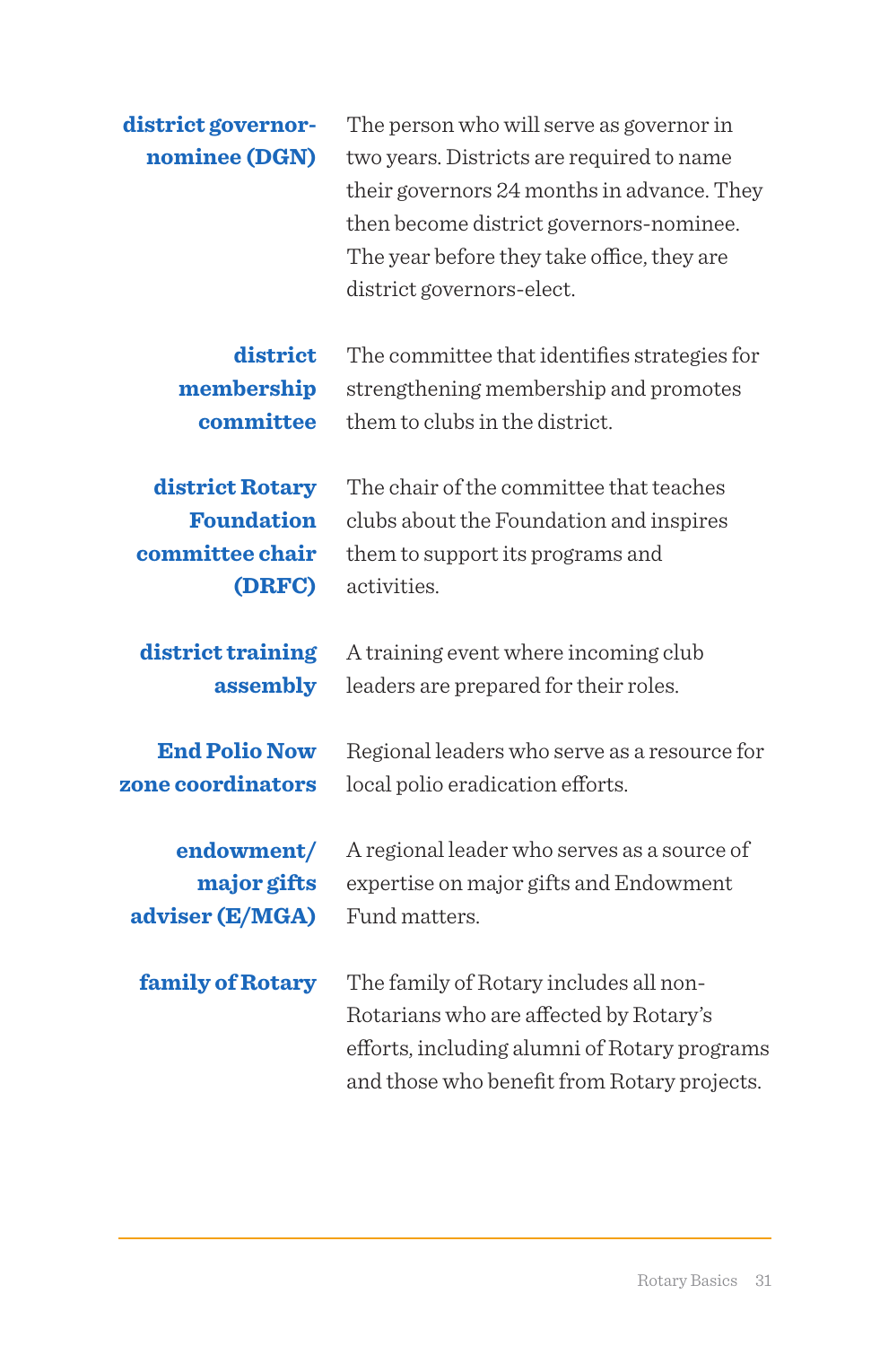**district governor-nominee (DGN)** The person who will serve as governor in two years. Districts are required to name their governors 24 months in advance. They then become district governors-nominee. The year before they take office, they are district governors-elect.

**district membership committee** The committee that identifies strategies for strengthening membership and promotes them to clubs in the district.

**district Rotary Foundation committee chair (DRFC)** The chair of the committee that teaches clubs about the Foundation and inspires them to support its programs and activities.

**district training assembly** A training event where incoming club leaders are prepared for their roles.

**End Polio Now zone coordinators** Regional leaders who serve as a resource for local polio eradication efforts.

**endowment/major gifts adviser (E/MGA)** A regional leader who serves as a source of expertise on major gifts and Endowment Fund matters.

**family of Rotary** The family of Rotary includes all non-Rotarians who are affected by Rotary's efforts, including alumni of Rotary programs and those who benefit from Rotary projects.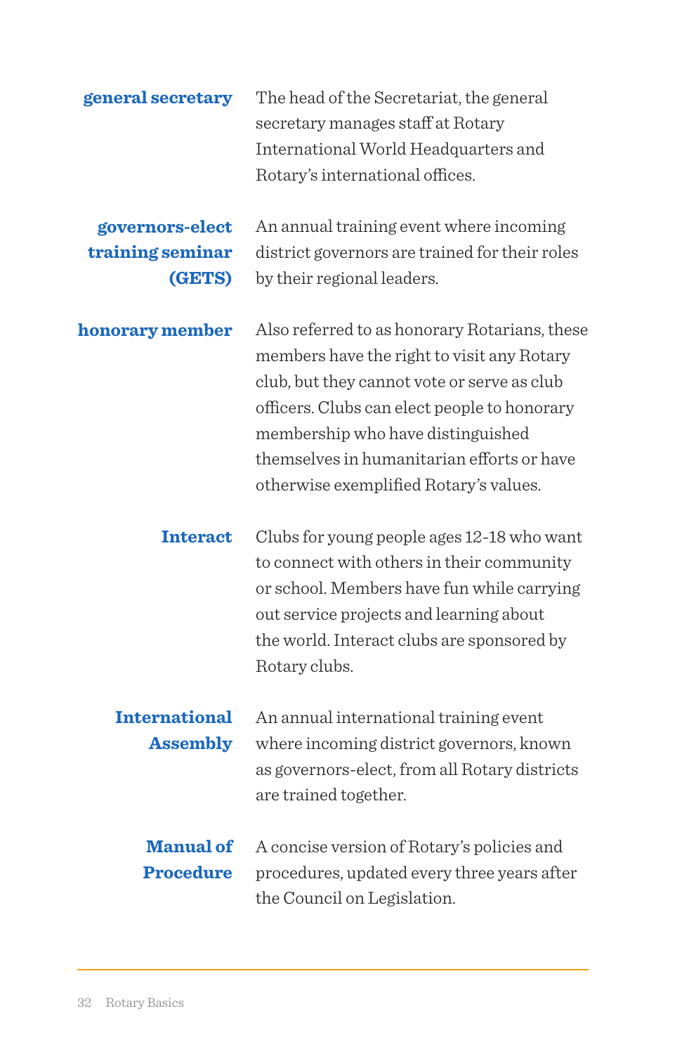**general secretary**
The head of the Secretariat, the general secretary manages staff at Rotary International World Headquarters and Rotary's international offices.

**governors-elect training seminar (GETS)**
An annual training event where incoming district governors are trained for their roles by their regional leaders.

**honorary member**
Also referred to as honorary Rotarians, these members have the right to visit any Rotary club, but they cannot vote or serve as club officers. Clubs can elect people to honorary membership who have distinguished themselves in humanitarian efforts or have otherwise exemplified Rotary's values.

**Interact**
Clubs for young people ages 12-18 who want to connect with others in their community or school. Members have fun while carrying out service projects and learning about the world. Interact clubs are sponsored by Rotary clubs.

**International Assembly**
An annual international training event where incoming district governors, known as governors-elect, from all Rotary districts are trained together.

**Manual of Procedure**
A concise version of Rotary's policies and procedures, updated every three years after the Council on Legislation.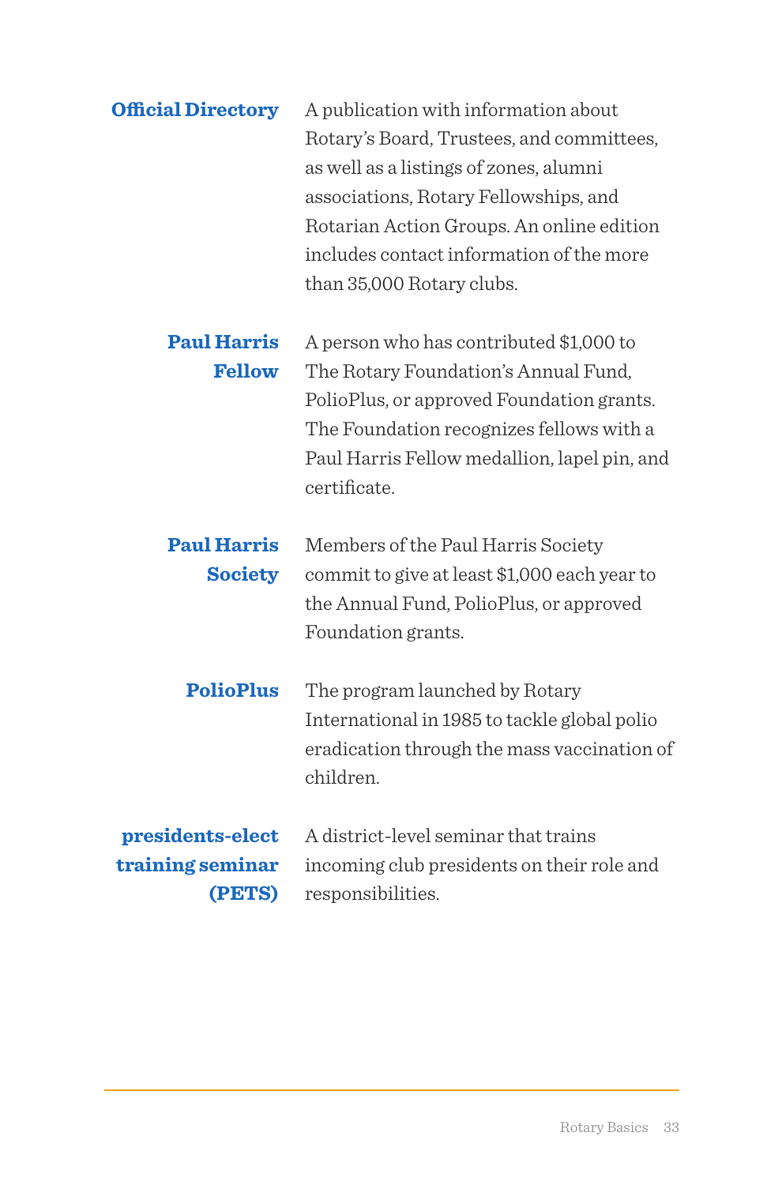**Official Directory** A publication with information about Rotary's Board, Trustees, and committees, as well as a listings of zones, alumni associations, Rotary Fellowships, and Rotarian Action Groups. An online edition includes contact information of the more than 35,000 Rotary clubs.

**Paul Harris Fellow** A person who has contributed $1,000 to The Rotary Foundation's Annual Fund, PolioPlus, or approved Foundation grants. The Foundation recognizes fellows with a Paul Harris Fellow medallion, lapel pin, and certificate.

**Paul Harris Society** Members of the Paul Harris Society commit to give at least $1,000 each year to the Annual Fund, PolioPlus, or approved Foundation grants.

**PolioPlus** The program launched by Rotary International in 1985 to tackle global polio eradication through the mass vaccination of children.

**presidents-elect training seminar (PETS)** A district-level seminar that trains incoming club presidents on their role and responsibilities.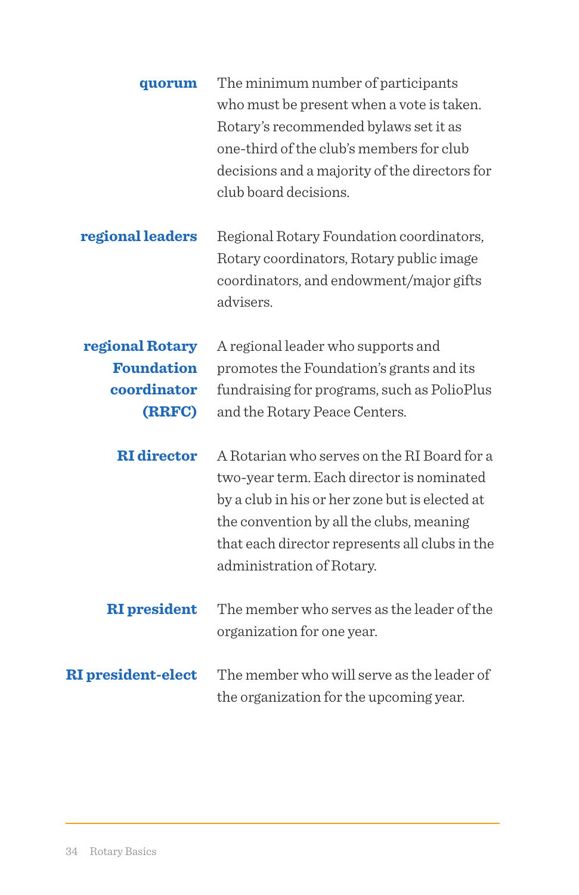**quorum** The minimum number of participants who must be present when a vote is taken. Rotary's recommended bylaws set it as one-third of the club's members for club decisions and a majority of the directors for club board decisions.

**regional leaders** Regional Rotary Foundation coordinators, Rotary coordinators, Rotary public image coordinators, and endowment/major gifts advisers.

**regional Rotary Foundation coordinator (RRFC)** A regional leader who supports and promotes the Foundation's grants and its fundraising for programs, such as PolioPlus and the Rotary Peace Centers.

**RI director** A Rotarian who serves on the RI Board for a two-year term. Each director is nominated by a club in his or her zone but is elected at the convention by all the clubs, meaning that each director represents all clubs in the administration of Rotary.

**RI president** The member who serves as the leader of the organization for one year.

**RI president-elect** The member who will serve as the leader of the organization for the upcoming year.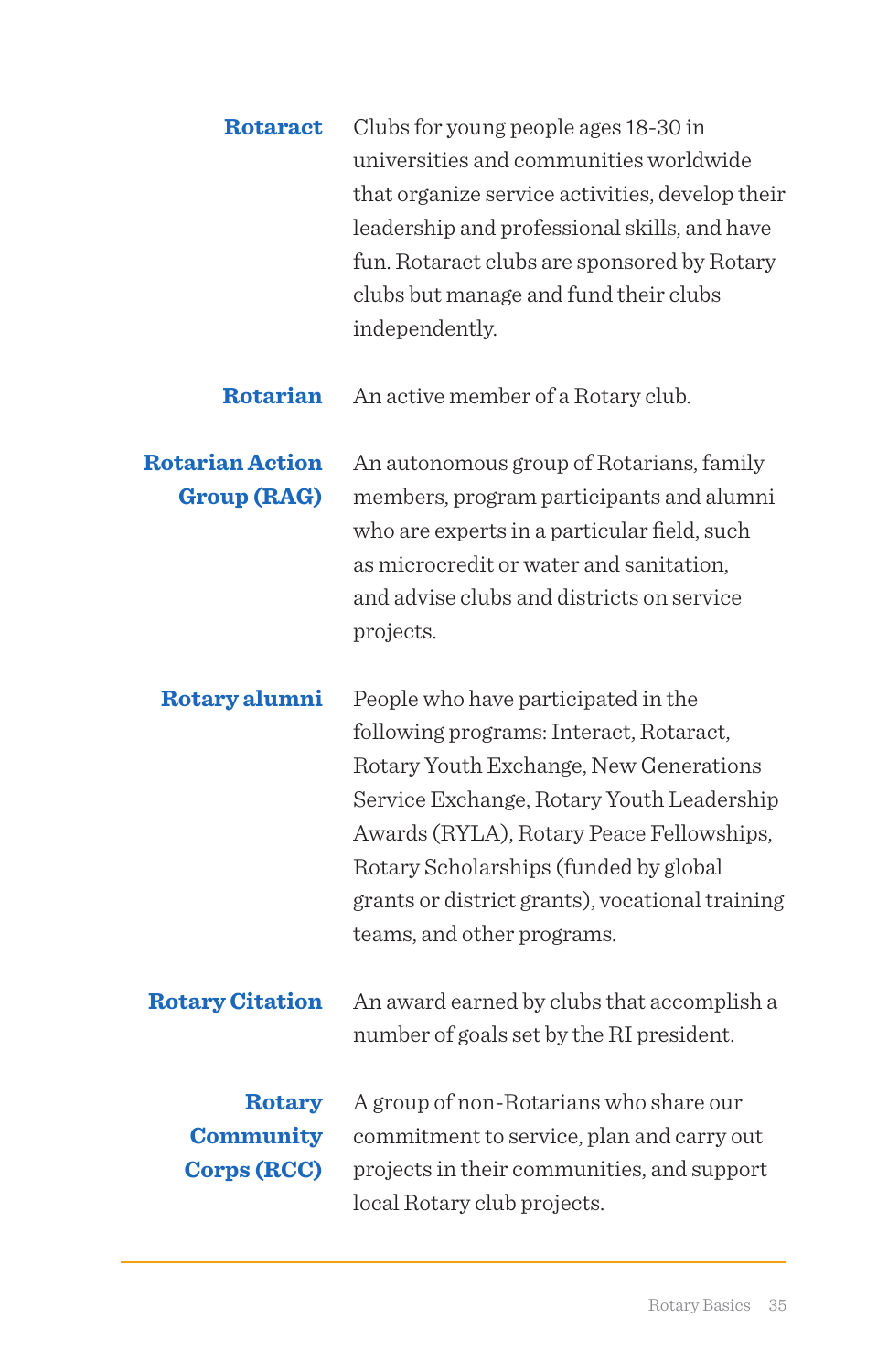**Rotaract**
Clubs for young people ages 18-30 in universities and communities worldwide that organize service activities, develop their leadership and professional skills, and have fun. Rotaract clubs are sponsored by Rotary clubs but manage and fund their clubs independently.

**Rotarian**
An active member of a Rotary club.

**Rotarian Action Group (RAG)**
An autonomous group of Rotarians, family members, program participants and alumni who are experts in a particular field, such as microcredit or water and sanitation, and advise clubs and districts on service projects.

**Rotary alumni**
People who have participated in the following programs: Interact, Rotaract, Rotary Youth Exchange, New Generations Service Exchange, Rotary Youth Leadership Awards (RYLA), Rotary Peace Fellowships, Rotary Scholarships (funded by global grants or district grants), vocational training teams, and other programs.

**Rotary Citation**
An award earned by clubs that accomplish a number of goals set by the RI president.

**Rotary Community Corps (RCC)**
A group of non-Rotarians who share our commitment to service, plan and carry out projects in their communities, and support local Rotary club projects.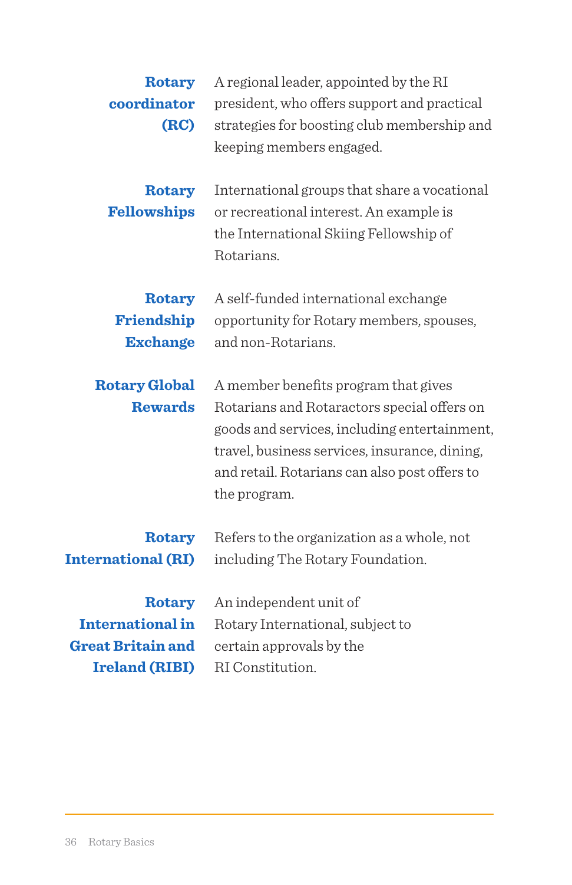**Rotary coordinator (RC)**
A regional leader, appointed by the RI president, who offers support and practical strategies for boosting club membership and keeping members engaged.

**Rotary Fellowships**
International groups that share a vocational or recreational interest. An example is the International Skiing Fellowship of Rotarians.

**Rotary Friendship Exchange**
A self-funded international exchange opportunity for Rotary members, spouses, and non-Rotarians.

**Rotary Global Rewards**
A member benefits program that gives Rotarians and Rotaractors special offers on goods and services, including entertainment, travel, business services, insurance, dining, and retail. Rotarians can also post offers to the program.

**Rotary International (RI)**
Refers to the organization as a whole, not including The Rotary Foundation.

**Rotary International in Great Britain and Ireland (RIBI)**
An independent unit of Rotary International, subject to certain approvals by the RI Constitution.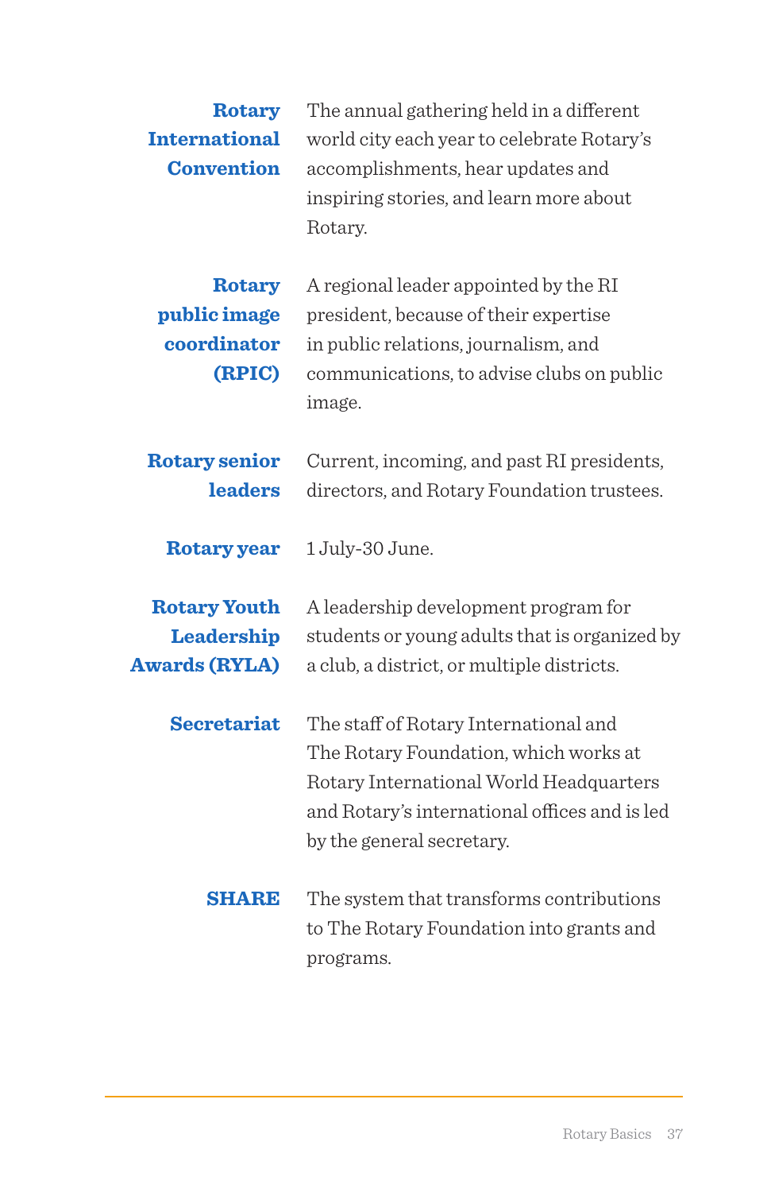**Rotary International Convention**
The annual gathering held in a different world city each year to celebrate Rotary's accomplishments, hear updates and inspiring stories, and learn more about Rotary.

**Rotary public image coordinator (RPIC)**
A regional leader appointed by the RI president, because of their expertise in public relations, journalism, and communications, to advise clubs on public image.

**Rotary senior leaders**
Current, incoming, and past RI presidents, directors, and Rotary Foundation trustees.

**Rotary year**
1 July-30 June.

**Rotary Youth Leadership Awards (RYLA)**
A leadership development program for students or young adults that is organized by a club, a district, or multiple districts.

**Secretariat**
The staff of Rotary International and The Rotary Foundation, which works at Rotary International World Headquarters and Rotary's international offices and is led by the general secretary.

**SHARE**
The system that transforms contributions to The Rotary Foundation into grants and programs.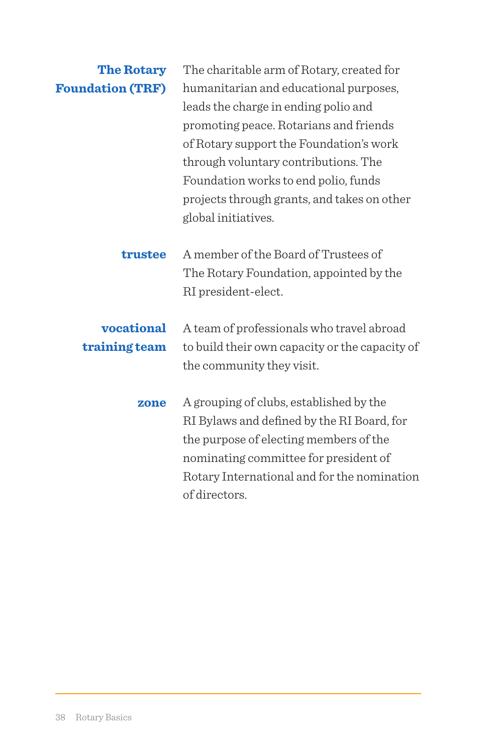**The Rotary Foundation (TRF)** The charitable arm of Rotary, created for humanitarian and educational purposes, leads the charge in ending polio and promoting peace. Rotarians and friends of Rotary support the Foundation's work through voluntary contributions. The Foundation works to end polio, funds projects through grants, and takes on other global initiatives.

**trustee** A member of the Board of Trustees of The Rotary Foundation, appointed by the RI president-elect.

**vocational training team** A team of professionals who travel abroad to build their own capacity or the capacity of the community they visit.

**zone** A grouping of clubs, established by the RI Bylaws and defined by the RI Board, for the purpose of electing members of the nominating committee for president of Rotary International and for the nomination of directors.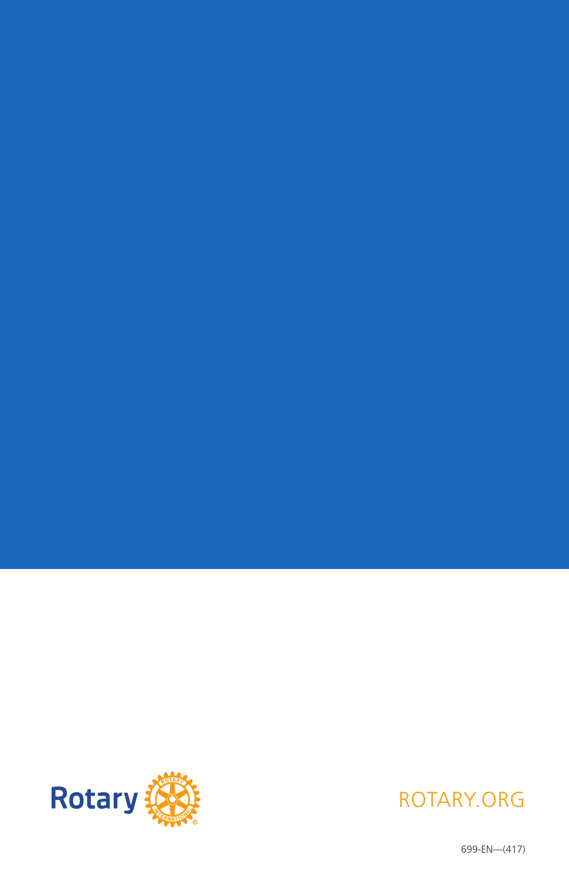Rotary

ROTARY.ORG

699-EN—(417)